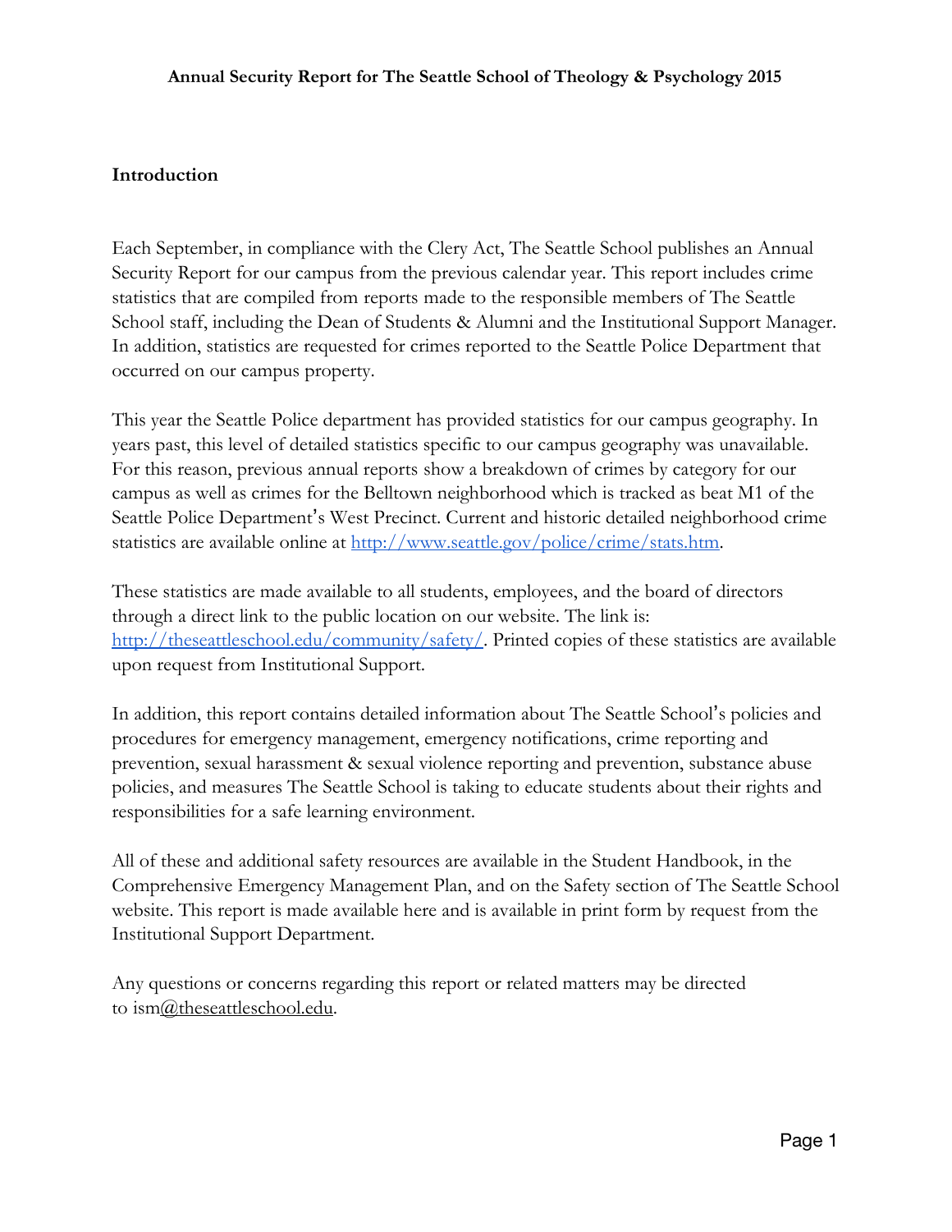**Annual Security Report for The Seattle School of Theology & Psychology 2015**

## Introduction

Each September, in compliance with the Clery Act, The Seattle School publishes an Annual Security Report for our campus from the previous calendar year. This report includes crime statistics that are compiled from reports made to the responsible members of The Seattle School staff, including the Dean of Students & Alumni and the Institutional Support Manager. In addition, statistics are requested for crimes reported to the Seattle Police Department that occurred on our campus property.

This year the Seattle Police department has provided statistics for our campus geography. In years past, this level of detailed statistics specific to our campus geography was unavailable. For this reason, previous annual reports show a breakdown of crimes by category for our campus as well as crimes for the Belltown neighborhood which is tracked as beat M1 of the Seattle Police Department's West Precinct. Current and historic detailed neighborhood crime statistics are available online at [http://www.seattle.gov/police/crime/stats.htm](http://www.seattle.gov/police/crime/stats.htm).

These statistics are made available to all students, employees, and the board of directors through a direct link to the public location on our website. The link is: [http://theseattleschool.edu/community/safety/](http://theseattleschool.edu/community/safety/). Printed copies of these statistics are available upon request from Institutional Support.

In addition, this report contains detailed information about The Seattle School's policies and procedures for emergency management, emergency notifications, crime reporting and prevention, sexual harassment & sexual violence reporting and prevention, substance abuse policies, and measures The Seattle School is taking to educate students about their rights and responsibilities for a safe learning environment.

All of these and additional safety resources are available in the Student Handbook, in the Comprehensive Emergency Management Plan, and on the Safety section of The Seattle School website. This report is made available here and is available in print form by request from the Institutional Support Department.

Any questions or concerns regarding this report or related matters may be directed to ism@theseattleschool.edu.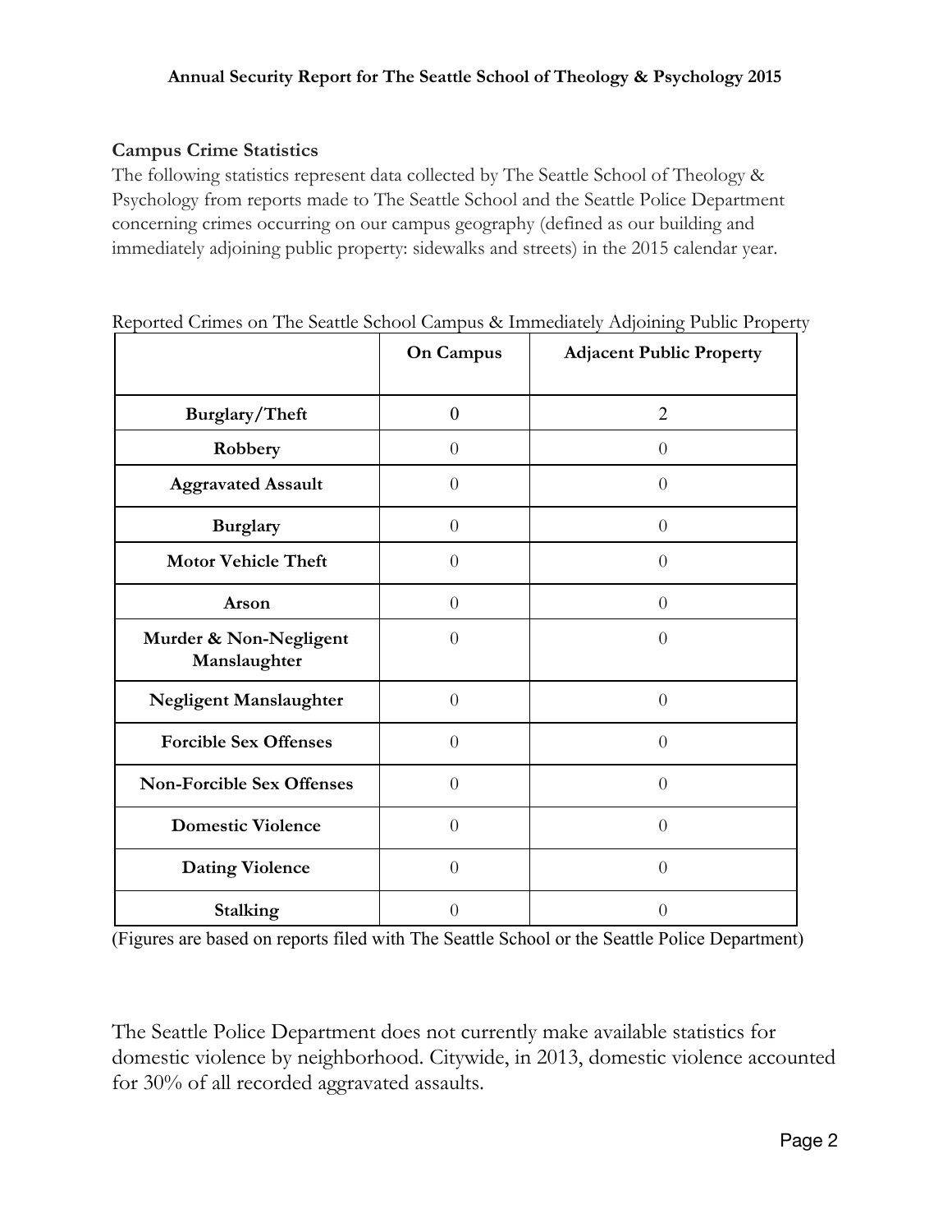## Campus Crime Statistics

The following statistics represent data collected by The Seattle School of Theology & Psychology from reports made to The Seattle School and the Seattle Police Department concerning crimes occurring on our campus geography (defined as our building and immediately adjoining public property: sidewalks and streets) in the 2015 calendar year.

Reported Crimes on The Seattle School Campus & Immediately Adjoining Public Property

| | On Campus | Adjacent Public Property |
|---|---|---|
| **Burglary/Theft** | 0 | 2 |
| **Robbery** | 0 | 0 |
| **Aggravated Assault** | 0 | 0 |
| **Burglary** | 0 | 0 |
| **Motor Vehicle Theft** | 0 | 0 |
| **Arson** | 0 | 0 |
| **Murder & Non-Negligent Manslaughter** | 0 | 0 |
| **Negligent Manslaughter** | 0 | 0 |
| **Forcible Sex Offenses** | 0 | 0 |
| **Non-Forcible Sex Offenses** | 0 | 0 |
| **Domestic Violence** | 0 | 0 |
| **Dating Violence** | 0 | 0 |
| **Stalking** | 0 | 0 |

(Figures are based on reports filed with The Seattle School or the Seattle Police Department)

The Seattle Police Department does not currently make available statistics for domestic violence by neighborhood. Citywide, in 2013, domestic violence accounted for 30% of all recorded aggravated assaults.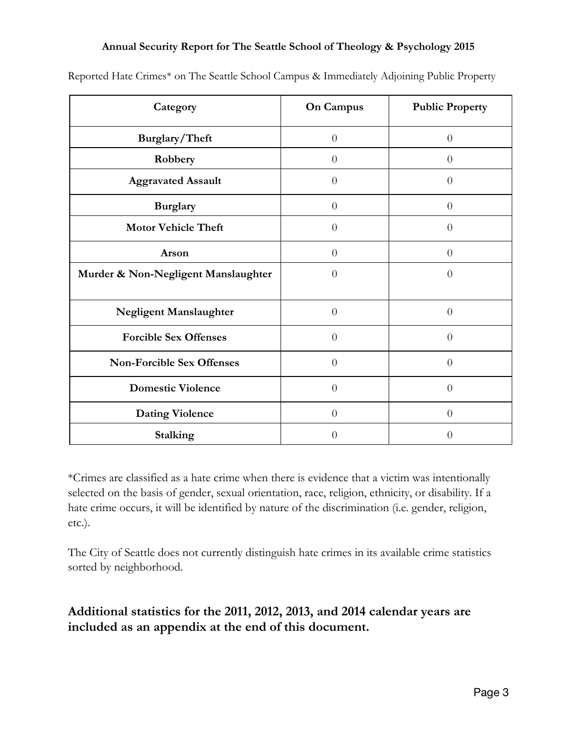Reported Hate Crimes* on The Seattle School Campus & Immediately Adjoining Public Property

| Category | On Campus | Public Property |
|---|---|---|
| **Burglary/Theft** | 0 | 0 |
| **Robbery** | 0 | 0 |
| **Aggravated Assault** | 0 | 0 |
| **Burglary** | 0 | 0 |
| **Motor Vehicle Theft** | 0 | 0 |
| **Arson** | 0 | 0 |
| **Murder & Non-Negligent Manslaughter** | 0 | 0 |
| **Negligent Manslaughter** | 0 | 0 |
| **Forcible Sex Offenses** | 0 | 0 |
| **Non-Forcible Sex Offenses** | 0 | 0 |
| **Domestic Violence** | 0 | 0 |
| **Dating Violence** | 0 | 0 |
| **Stalking** | 0 | 0 |

*Crimes are classified as a hate crime when there is evidence that a victim was intentionally selected on the basis of gender, sexual orientation, race, religion, ethnicity, or disability. If a hate crime occurs, it will be identified by nature of the discrimination (i.e. gender, religion, etc.).

The City of Seattle does not currently distinguish hate crimes in its available crime statistics sorted by neighborhood.

## Additional statistics for the 2011, 2012, 2013, and 2014 calendar years are included as an appendix at the end of this document.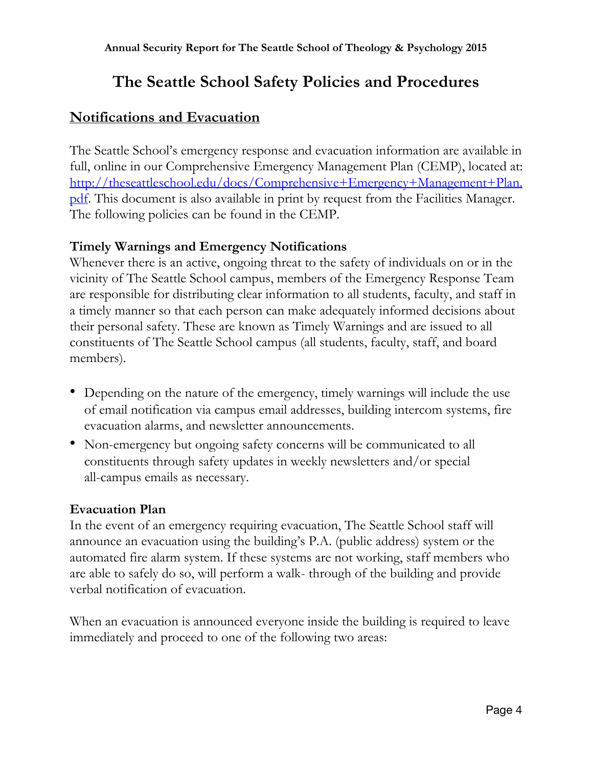# The Seattle School Safety Policies and Procedures

## Notifications and Evacuation

The Seattle School's emergency response and evacuation information are available in full, online in our Comprehensive Emergency Management Plan (CEMP), located at: [http://theseattleschool.edu/docs/Comprehensive+Emergency+Management+Plan.pdf](http://theseattleschool.edu/docs/Comprehensive+Emergency+Management+Plan.pdf). This document is also available in print by request from the Facilities Manager. The following policies can be found in the CEMP.

### Timely Warnings and Emergency Notifications

Whenever there is an active, ongoing threat to the safety of individuals on or in the vicinity of The Seattle School campus, members of the Emergency Response Team are responsible for distributing clear information to all students, faculty, and staff in a timely manner so that each person can make adequately informed decisions about their personal safety. These are known as Timely Warnings and are issued to all constituents of The Seattle School campus (all students, faculty, staff, and board members).

- Depending on the nature of the emergency, timely warnings will include the use of email notification via campus email addresses, building intercom systems, fire evacuation alarms, and newsletter announcements.
- Non-emergency but ongoing safety concerns will be communicated to all constituents through safety updates in weekly newsletters and/or special all-campus emails as necessary.

### Evacuation Plan

In the event of an emergency requiring evacuation, The Seattle School staff will announce an evacuation using the building's P.A. (public address) system or the automated fire alarm system. If these systems are not working, staff members who are able to safely do so, will perform a walk- through of the building and provide verbal notification of evacuation.

When an evacuation is announced everyone inside the building is required to leave immediately and proceed to one of the following two areas: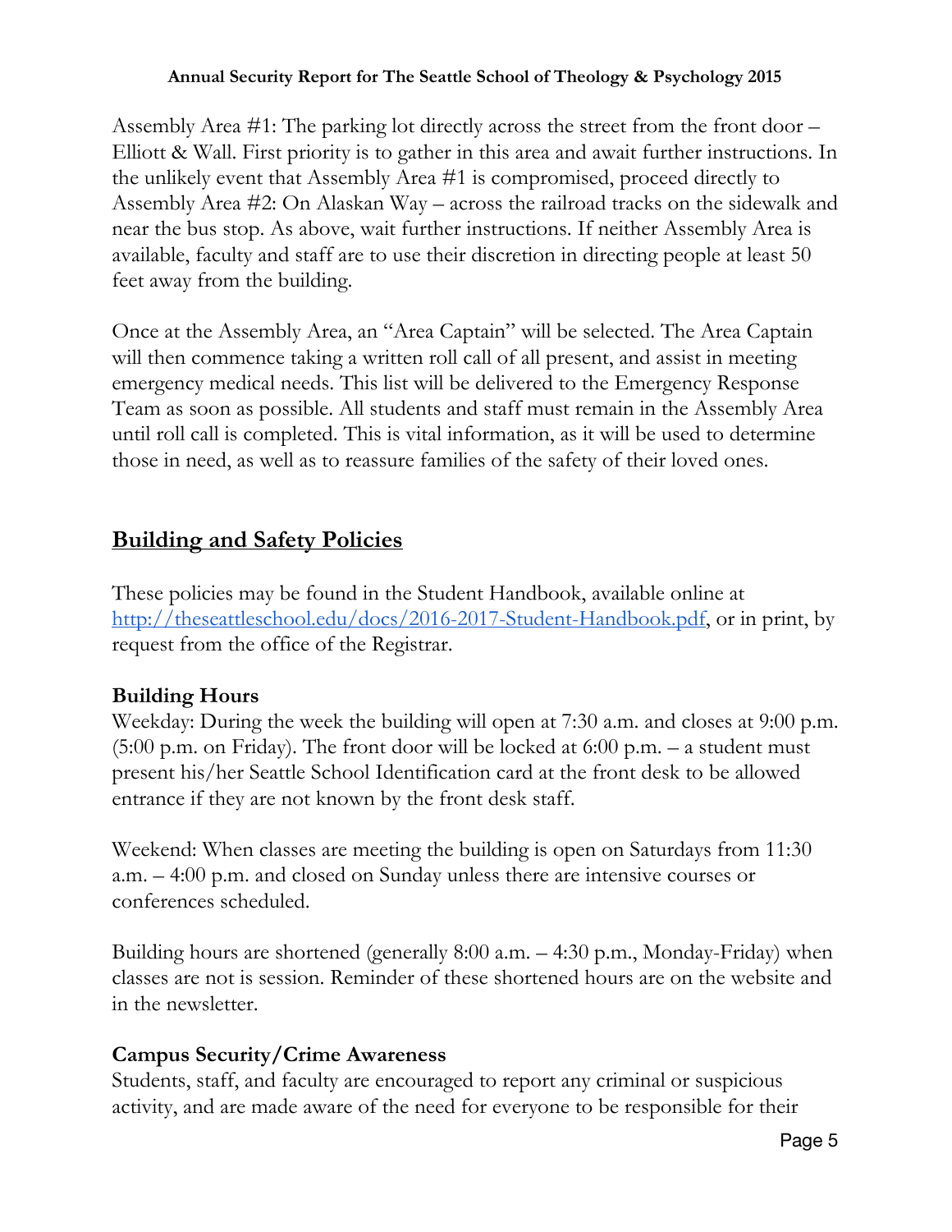Assembly Area #1: The parking lot directly across the street from the front door – Elliott & Wall. First priority is to gather in this area and await further instructions. In the unlikely event that Assembly Area #1 is compromised, proceed directly to Assembly Area #2: On Alaskan Way – across the railroad tracks on the sidewalk and near the bus stop. As above, wait further instructions. If neither Assembly Area is available, faculty and staff are to use their discretion in directing people at least 50 feet away from the building.

Once at the Assembly Area, an "Area Captain" will be selected. The Area Captain will then commence taking a written roll call of all present, and assist in meeting emergency medical needs. This list will be delivered to the Emergency Response Team as soon as possible. All students and staff must remain in the Assembly Area until roll call is completed. This is vital information, as it will be used to determine those in need, as well as to reassure families of the safety of their loved ones.

## Building and Safety Policies

These policies may be found in the Student Handbook, available online at http://theseattleschool.edu/docs/2016-2017-Student-Handbook.pdf, or in print, by request from the office of the Registrar.

### Building Hours

Weekday: During the week the building will open at 7:30 a.m. and closes at 9:00 p.m. (5:00 p.m. on Friday). The front door will be locked at 6:00 p.m. – a student must present his/her Seattle School Identification card at the front desk to be allowed entrance if they are not known by the front desk staff.

Weekend: When classes are meeting the building is open on Saturdays from 11:30 a.m. – 4:00 p.m. and closed on Sunday unless there are intensive courses or conferences scheduled.

Building hours are shortened (generally 8:00 a.m. – 4:30 p.m., Monday-Friday) when classes are not is session. Reminder of these shortened hours are on the website and in the newsletter.

### Campus Security/Crime Awareness

Students, staff, and faculty are encouraged to report any criminal or suspicious activity, and are made aware of the need for everyone to be responsible for their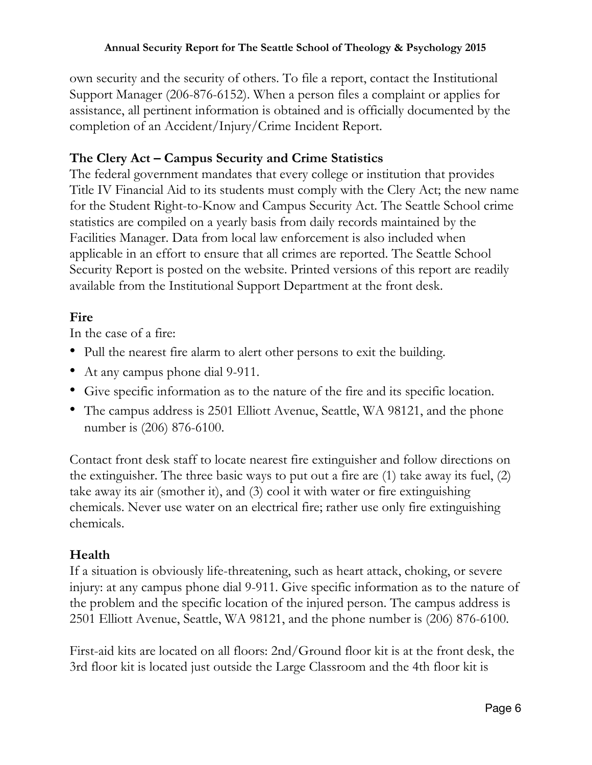own security and the security of others. To file a report, contact the Institutional Support Manager (206-876-6152). When a person files a complaint or applies for assistance, all pertinent information is obtained and is officially documented by the completion of an Accident/Injury/Crime Incident Report.

## The Clery Act – Campus Security and Crime Statistics

The federal government mandates that every college or institution that provides Title IV Financial Aid to its students must comply with the Clery Act; the new name for the Student Right-to-Know and Campus Security Act. The Seattle School crime statistics are compiled on a yearly basis from daily records maintained by the Facilities Manager. Data from local law enforcement is also included when applicable in an effort to ensure that all crimes are reported. The Seattle School Security Report is posted on the website. Printed versions of this report are readily available from the Institutional Support Department at the front desk.

## Fire

In the case of a fire:

- Pull the nearest fire alarm to alert other persons to exit the building.
- At any campus phone dial 9-911.
- Give specific information as to the nature of the fire and its specific location.
- The campus address is 2501 Elliott Avenue, Seattle, WA 98121, and the phone number is (206) 876-6100.

Contact front desk staff to locate nearest fire extinguisher and follow directions on the extinguisher. The three basic ways to put out a fire are (1) take away its fuel, (2) take away its air (smother it), and (3) cool it with water or fire extinguishing chemicals. Never use water on an electrical fire; rather use only fire extinguishing chemicals.

## Health

If a situation is obviously life-threatening, such as heart attack, choking, or severe injury: at any campus phone dial 9-911. Give specific information as to the nature of the problem and the specific location of the injured person. The campus address is 2501 Elliott Avenue, Seattle, WA 98121, and the phone number is (206) 876-6100.

First-aid kits are located on all floors: 2nd/Ground floor kit is at the front desk, the 3rd floor kit is located just outside the Large Classroom and the 4th floor kit is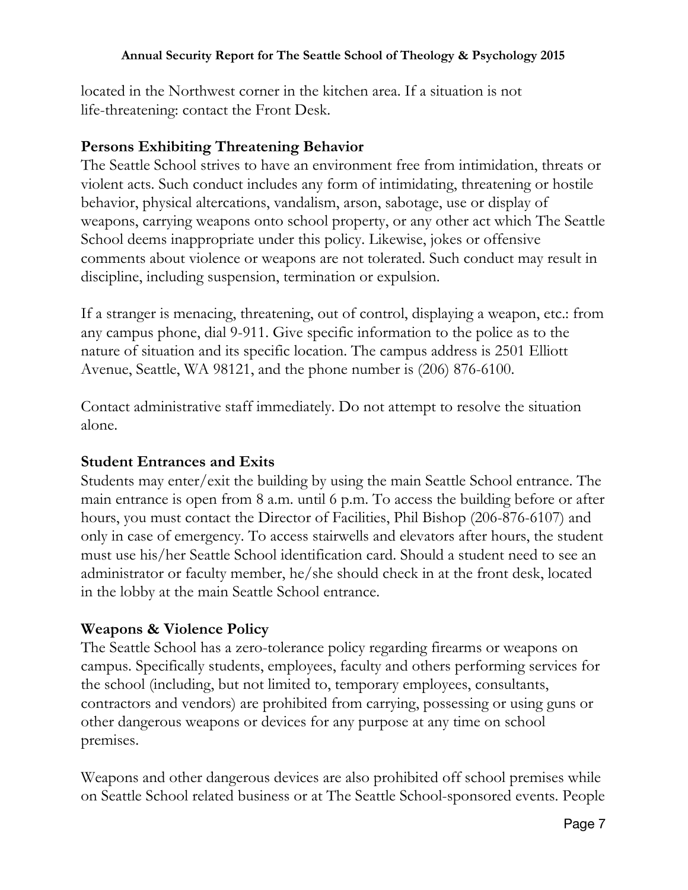located in the Northwest corner in the kitchen area. If a situation is not life-threatening: contact the Front Desk.

## Persons Exhibiting Threatening Behavior

The Seattle School strives to have an environment free from intimidation, threats or violent acts. Such conduct includes any form of intimidating, threatening or hostile behavior, physical altercations, vandalism, arson, sabotage, use or display of weapons, carrying weapons onto school property, or any other act which The Seattle School deems inappropriate under this policy. Likewise, jokes or offensive comments about violence or weapons are not tolerated. Such conduct may result in discipline, including suspension, termination or expulsion.

If a stranger is menacing, threatening, out of control, displaying a weapon, etc.: from any campus phone, dial 9-911. Give specific information to the police as to the nature of situation and its specific location. The campus address is 2501 Elliott Avenue, Seattle, WA 98121, and the phone number is (206) 876-6100.

Contact administrative staff immediately. Do not attempt to resolve the situation alone.

## Student Entrances and Exits

Students may enter/exit the building by using the main Seattle School entrance. The main entrance is open from 8 a.m. until 6 p.m. To access the building before or after hours, you must contact the Director of Facilities, Phil Bishop (206-876-6107) and only in case of emergency. To access stairwells and elevators after hours, the student must use his/her Seattle School identification card. Should a student need to see an administrator or faculty member, he/she should check in at the front desk, located in the lobby at the main Seattle School entrance.

## Weapons & Violence Policy

The Seattle School has a zero-tolerance policy regarding firearms or weapons on campus. Specifically students, employees, faculty and others performing services for the school (including, but not limited to, temporary employees, consultants, contractors and vendors) are prohibited from carrying, possessing or using guns or other dangerous weapons or devices for any purpose at any time on school premises.

Weapons and other dangerous devices are also prohibited off school premises while on Seattle School related business or at The Seattle School-sponsored events. People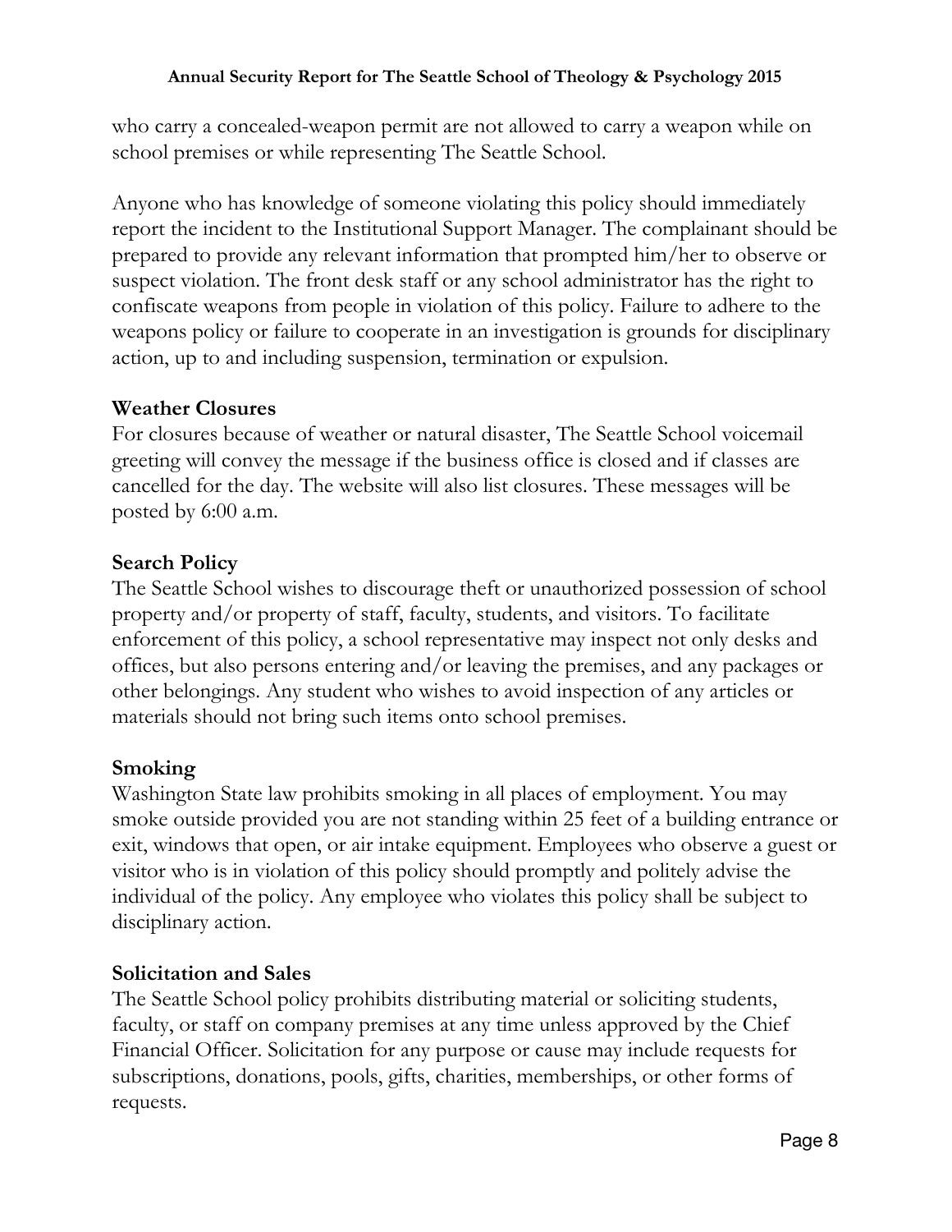who carry a concealed-weapon permit are not allowed to carry a weapon while on school premises or while representing The Seattle School.

Anyone who has knowledge of someone violating this policy should immediately report the incident to the Institutional Support Manager. The complainant should be prepared to provide any relevant information that prompted him/her to observe or suspect violation. The front desk staff or any school administrator has the right to confiscate weapons from people in violation of this policy. Failure to adhere to the weapons policy or failure to cooperate in an investigation is grounds for disciplinary action, up to and including suspension, termination or expulsion.

### Weather Closures

For closures because of weather or natural disaster, The Seattle School voicemail greeting will convey the message if the business office is closed and if classes are cancelled for the day. The website will also list closures. These messages will be posted by 6:00 a.m.

### Search Policy

The Seattle School wishes to discourage theft or unauthorized possession of school property and/or property of staff, faculty, students, and visitors. To facilitate enforcement of this policy, a school representative may inspect not only desks and offices, but also persons entering and/or leaving the premises, and any packages or other belongings. Any student who wishes to avoid inspection of any articles or materials should not bring such items onto school premises.

### Smoking

Washington State law prohibits smoking in all places of employment. You may smoke outside provided you are not standing within 25 feet of a building entrance or exit, windows that open, or air intake equipment. Employees who observe a guest or visitor who is in violation of this policy should promptly and politely advise the individual of the policy. Any employee who violates this policy shall be subject to disciplinary action.

### Solicitation and Sales

The Seattle School policy prohibits distributing material or soliciting students, faculty, or staff on company premises at any time unless approved by the Chief Financial Officer. Solicitation for any purpose or cause may include requests for subscriptions, donations, pools, gifts, charities, memberships, or other forms of requests.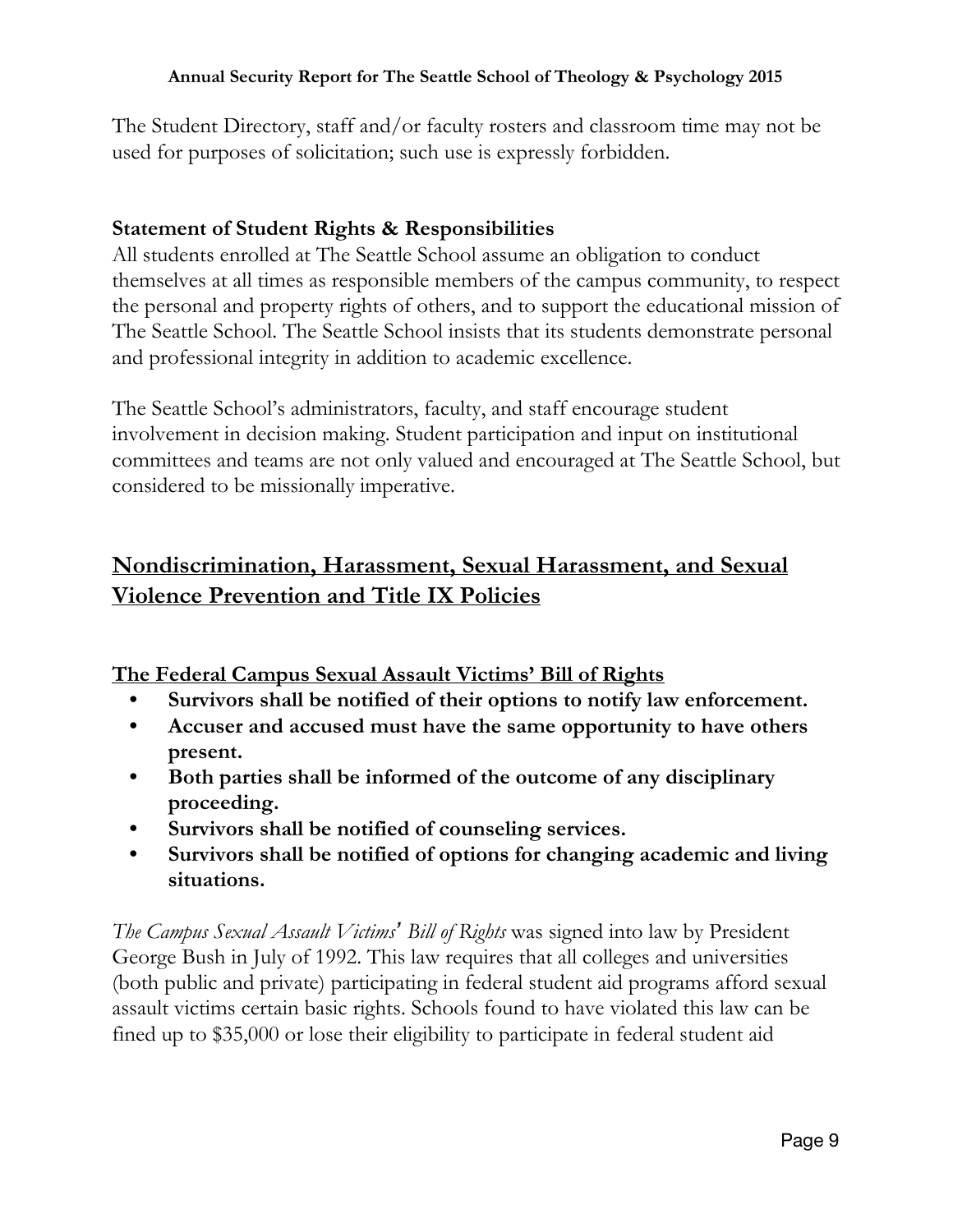The Student Directory, staff and/or faculty rosters and classroom time may not be used for purposes of solicitation; such use is expressly forbidden.

### Statement of Student Rights & Responsibilities

All students enrolled at The Seattle School assume an obligation to conduct themselves at all times as responsible members of the campus community, to respect the personal and property rights of others, and to support the educational mission of The Seattle School. The Seattle School insists that its students demonstrate personal and professional integrity in addition to academic excellence.

The Seattle School's administrators, faculty, and staff encourage student involvement in decision making. Student participation and input on institutional committees and teams are not only valued and encouraged at The Seattle School, but considered to be missionally imperative.

## Nondiscrimination, Harassment, Sexual Harassment, and Sexual Violence Prevention and Title IX Policies

### The Federal Campus Sexual Assault Victims' Bill of Rights

- **Survivors shall be notified of their options to notify law enforcement.**
- **Accuser and accused must have the same opportunity to have others present.**
- **Both parties shall be informed of the outcome of any disciplinary proceeding.**
- **Survivors shall be notified of counseling services.**
- **Survivors shall be notified of options for changing academic and living situations.**

*The Campus Sexual Assault Victims' Bill of Rights* was signed into law by President George Bush in July of 1992. This law requires that all colleges and universities (both public and private) participating in federal student aid programs afford sexual assault victims certain basic rights. Schools found to have violated this law can be fined up to $35,000 or lose their eligibility to participate in federal student aid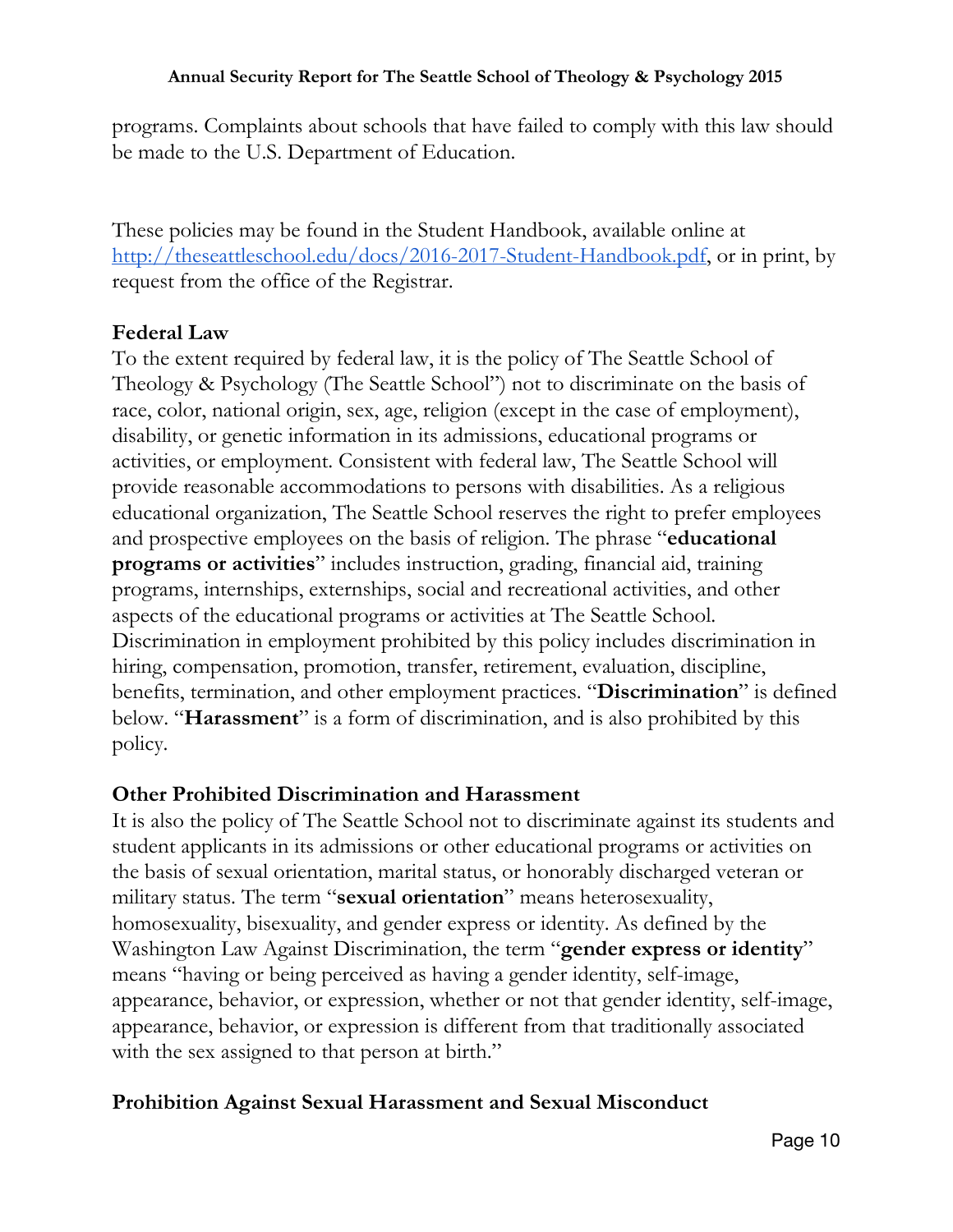programs. Complaints about schools that have failed to comply with this law should be made to the U.S. Department of Education.

These policies may be found in the Student Handbook, available online at [http://theseattleschool.edu/docs/2016-2017-Student-Handbook.pdf](http://theseattleschool.edu/docs/2016-2017-Student-Handbook.pdf), or in print, by request from the office of the Registrar.

## Federal Law

To the extent required by federal law, it is the policy of The Seattle School of Theology & Psychology (The Seattle School") not to discriminate on the basis of race, color, national origin, sex, age, religion (except in the case of employment), disability, or genetic information in its admissions, educational programs or activities, or employment. Consistent with federal law, The Seattle School will provide reasonable accommodations to persons with disabilities. As a religious educational organization, The Seattle School reserves the right to prefer employees and prospective employees on the basis of religion. The phrase "**educational programs or activities**" includes instruction, grading, financial aid, training programs, internships, externships, social and recreational activities, and other aspects of the educational programs or activities at The Seattle School. Discrimination in employment prohibited by this policy includes discrimination in hiring, compensation, promotion, transfer, retirement, evaluation, discipline, benefits, termination, and other employment practices. "**Discrimination**" is defined below. "**Harassment**" is a form of discrimination, and is also prohibited by this policy.

## Other Prohibited Discrimination and Harassment

It is also the policy of The Seattle School not to discriminate against its students and student applicants in its admissions or other educational programs or activities on the basis of sexual orientation, marital status, or honorably discharged veteran or military status. The term "**sexual orientation**" means heterosexuality, homosexuality, bisexuality, and gender express or identity. As defined by the Washington Law Against Discrimination, the term "**gender express or identity**" means "having or being perceived as having a gender identity, self-image, appearance, behavior, or expression, whether or not that gender identity, self-image, appearance, behavior, or expression is different from that traditionally associated with the sex assigned to that person at birth."

## Prohibition Against Sexual Harassment and Sexual Misconduct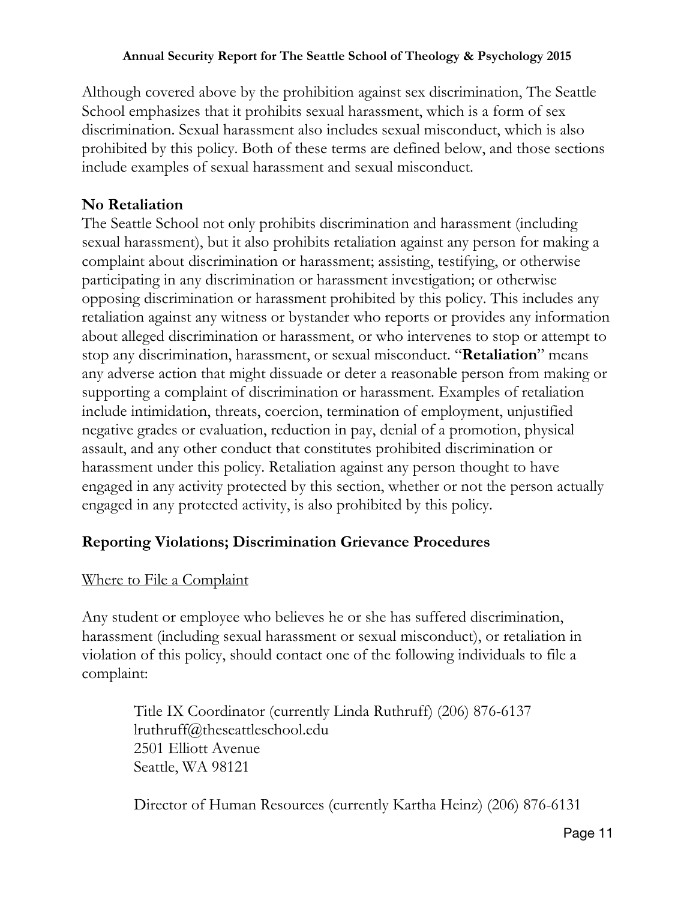Although covered above by the prohibition against sex discrimination, The Seattle School emphasizes that it prohibits sexual harassment, which is a form of sex discrimination. Sexual harassment also includes sexual misconduct, which is also prohibited by this policy. Both of these terms are defined below, and those sections include examples of sexual harassment and sexual misconduct.

## No Retaliation

The Seattle School not only prohibits discrimination and harassment (including sexual harassment), but it also prohibits retaliation against any person for making a complaint about discrimination or harassment; assisting, testifying, or otherwise participating in any discrimination or harassment investigation; or otherwise opposing discrimination or harassment prohibited by this policy. This includes any retaliation against any witness or bystander who reports or provides any information about alleged discrimination or harassment, or who intervenes to stop or attempt to stop any discrimination, harassment, or sexual misconduct. "**Retaliation**" means any adverse action that might dissuade or deter a reasonable person from making or supporting a complaint of discrimination or harassment. Examples of retaliation include intimidation, threats, coercion, termination of employment, unjustified negative grades or evaluation, reduction in pay, denial of a promotion, physical assault, and any other conduct that constitutes prohibited discrimination or harassment under this policy. Retaliation against any person thought to have engaged in any activity protected by this section, whether or not the person actually engaged in any protected activity, is also prohibited by this policy.

## Reporting Violations; Discrimination Grievance Procedures

<u>Where to File a Complaint</u>

Any student or employee who believes he or she has suffered discrimination, harassment (including sexual harassment or sexual misconduct), or retaliation in violation of this policy, should contact one of the following individuals to file a complaint:

> Title IX Coordinator (currently Linda Ruthruff) (206) 876-6137
> lruthruff@theseattleschool.edu
> 2501 Elliott Avenue
> Seattle, WA 98121
>
> Director of Human Resources (currently Kartha Heinz) (206) 876-6131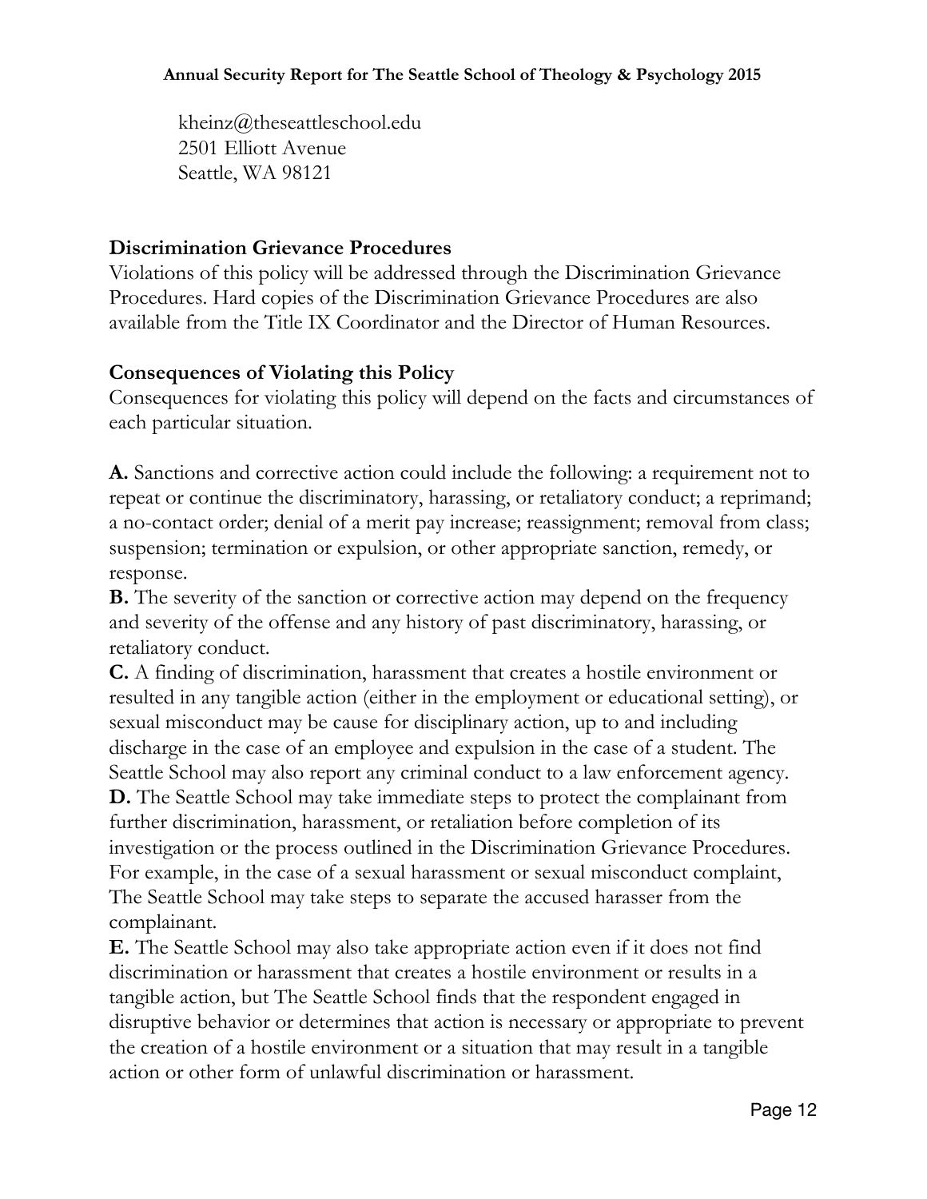kheinz@theseattleschool.edu
2501 Elliott Avenue
Seattle, WA 98121

### Discrimination Grievance Procedures

Violations of this policy will be addressed through the Discrimination Grievance Procedures. Hard copies of the Discrimination Grievance Procedures are also available from the Title IX Coordinator and the Director of Human Resources.

### Consequences of Violating this Policy

Consequences for violating this policy will depend on the facts and circumstances of each particular situation.

**A.** Sanctions and corrective action could include the following: a requirement not to repeat or continue the discriminatory, harassing, or retaliatory conduct; a reprimand; a no-contact order; denial of a merit pay increase; reassignment; removal from class; suspension; termination or expulsion, or other appropriate sanction, remedy, or response.

**B.** The severity of the sanction or corrective action may depend on the frequency and severity of the offense and any history of past discriminatory, harassing, or retaliatory conduct.

**C.** A finding of discrimination, harassment that creates a hostile environment or resulted in any tangible action (either in the employment or educational setting), or sexual misconduct may be cause for disciplinary action, up to and including discharge in the case of an employee and expulsion in the case of a student. The Seattle School may also report any criminal conduct to a law enforcement agency.

**D.** The Seattle School may take immediate steps to protect the complainant from further discrimination, harassment, or retaliation before completion of its investigation or the process outlined in the Discrimination Grievance Procedures. For example, in the case of a sexual harassment or sexual misconduct complaint, The Seattle School may take steps to separate the accused harasser from the complainant.

**E.** The Seattle School may also take appropriate action even if it does not find discrimination or harassment that creates a hostile environment or results in a tangible action, but The Seattle School finds that the respondent engaged in disruptive behavior or determines that action is necessary or appropriate to prevent the creation of a hostile environment or a situation that may result in a tangible action or other form of unlawful discrimination or harassment.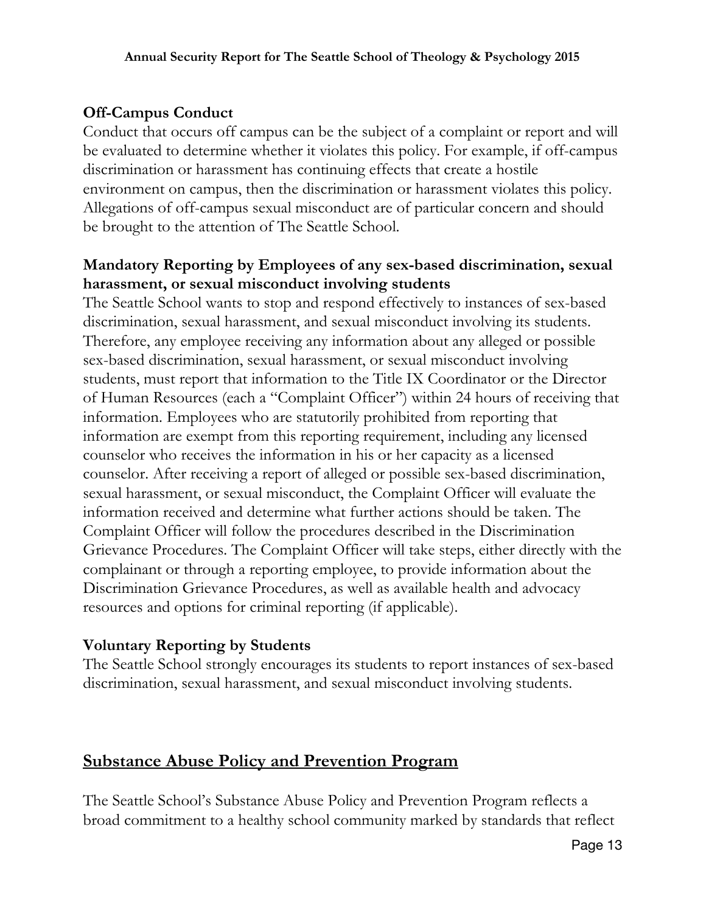**Off-Campus Conduct**

Conduct that occurs off campus can be the subject of a complaint or report and will be evaluated to determine whether it violates this policy. For example, if off-campus discrimination or harassment has continuing effects that create a hostile environment on campus, then the discrimination or harassment violates this policy. Allegations of off-campus sexual misconduct are of particular concern and should be brought to the attention of The Seattle School.

**Mandatory Reporting by Employees of any sex-based discrimination, sexual harassment, or sexual misconduct involving students**

The Seattle School wants to stop and respond effectively to instances of sex-based discrimination, sexual harassment, and sexual misconduct involving its students. Therefore, any employee receiving any information about any alleged or possible sex-based discrimination, sexual harassment, or sexual misconduct involving students, must report that information to the Title IX Coordinator or the Director of Human Resources (each a "Complaint Officer") within 24 hours of receiving that information. Employees who are statutorily prohibited from reporting that information are exempt from this reporting requirement, including any licensed counselor who receives the information in his or her capacity as a licensed counselor. After receiving a report of alleged or possible sex-based discrimination, sexual harassment, or sexual misconduct, the Complaint Officer will evaluate the information received and determine what further actions should be taken. The Complaint Officer will follow the procedures described in the Discrimination Grievance Procedures. The Complaint Officer will take steps, either directly with the complainant or through a reporting employee, to provide information about the Discrimination Grievance Procedures, as well as available health and advocacy resources and options for criminal reporting (if applicable).

**Voluntary Reporting by Students**

The Seattle School strongly encourages its students to report instances of sex-based discrimination, sexual harassment, and sexual misconduct involving students.

## Substance Abuse Policy and Prevention Program

The Seattle School's Substance Abuse Policy and Prevention Program reflects a broad commitment to a healthy school community marked by standards that reflect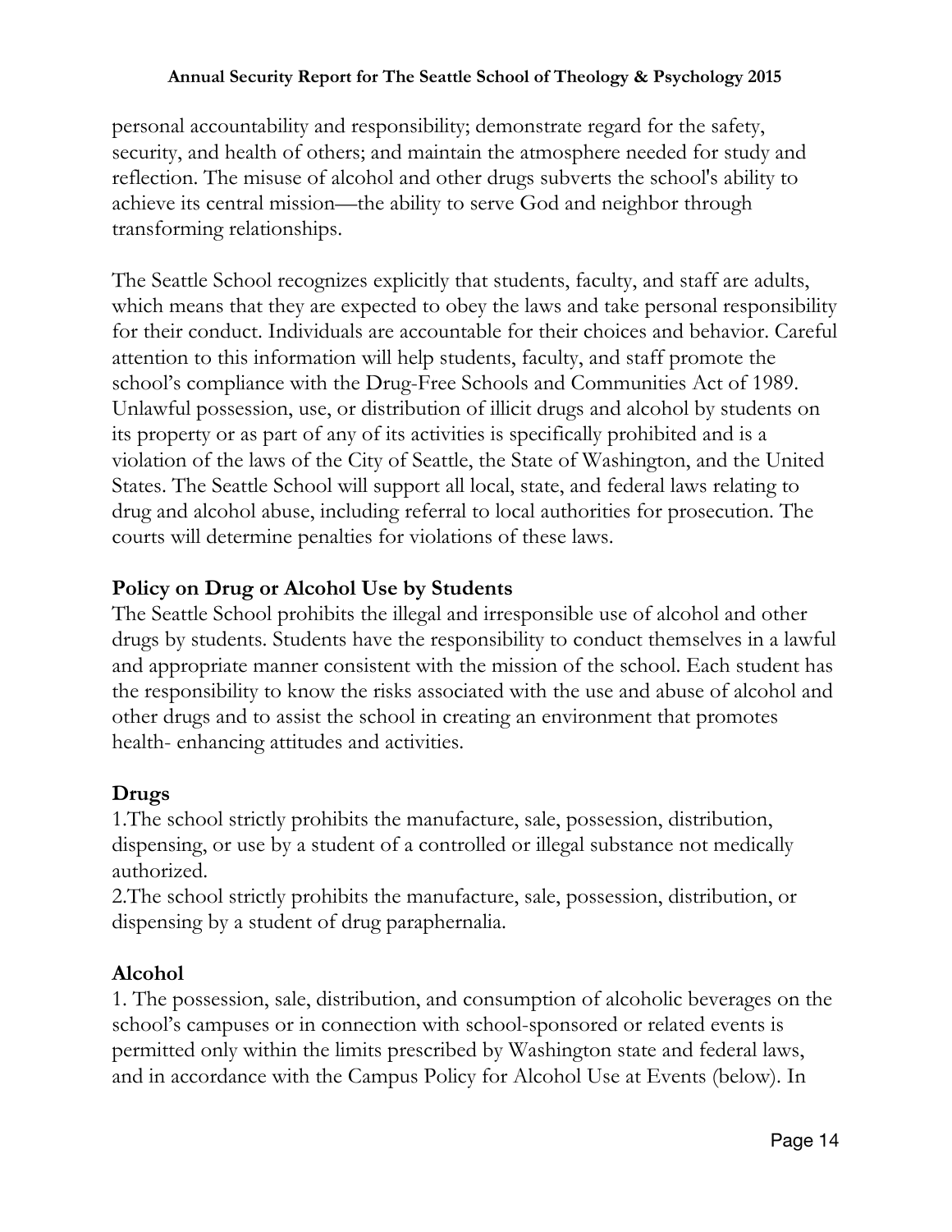personal accountability and responsibility; demonstrate regard for the safety, security, and health of others; and maintain the atmosphere needed for study and reflection. The misuse of alcohol and other drugs subverts the school's ability to achieve its central mission—the ability to serve God and neighbor through transforming relationships.

The Seattle School recognizes explicitly that students, faculty, and staff are adults, which means that they are expected to obey the laws and take personal responsibility for their conduct. Individuals are accountable for their choices and behavior. Careful attention to this information will help students, faculty, and staff promote the school's compliance with the Drug-Free Schools and Communities Act of 1989. Unlawful possession, use, or distribution of illicit drugs and alcohol by students on its property or as part of any of its activities is specifically prohibited and is a violation of the laws of the City of Seattle, the State of Washington, and the United States. The Seattle School will support all local, state, and federal laws relating to drug and alcohol abuse, including referral to local authorities for prosecution. The courts will determine penalties for violations of these laws.

### Policy on Drug or Alcohol Use by Students

The Seattle School prohibits the illegal and irresponsible use of alcohol and other drugs by students. Students have the responsibility to conduct themselves in a lawful and appropriate manner consistent with the mission of the school. Each student has the responsibility to know the risks associated with the use and abuse of alcohol and other drugs and to assist the school in creating an environment that promotes health- enhancing attitudes and activities.

### Drugs

1.The school strictly prohibits the manufacture, sale, possession, distribution, dispensing, or use by a student of a controlled or illegal substance not medically authorized.
2.The school strictly prohibits the manufacture, sale, possession, distribution, or dispensing by a student of drug paraphernalia.

### Alcohol

1. The possession, sale, distribution, and consumption of alcoholic beverages on the school's campuses or in connection with school-sponsored or related events is permitted only within the limits prescribed by Washington state and federal laws, and in accordance with the Campus Policy for Alcohol Use at Events (below). In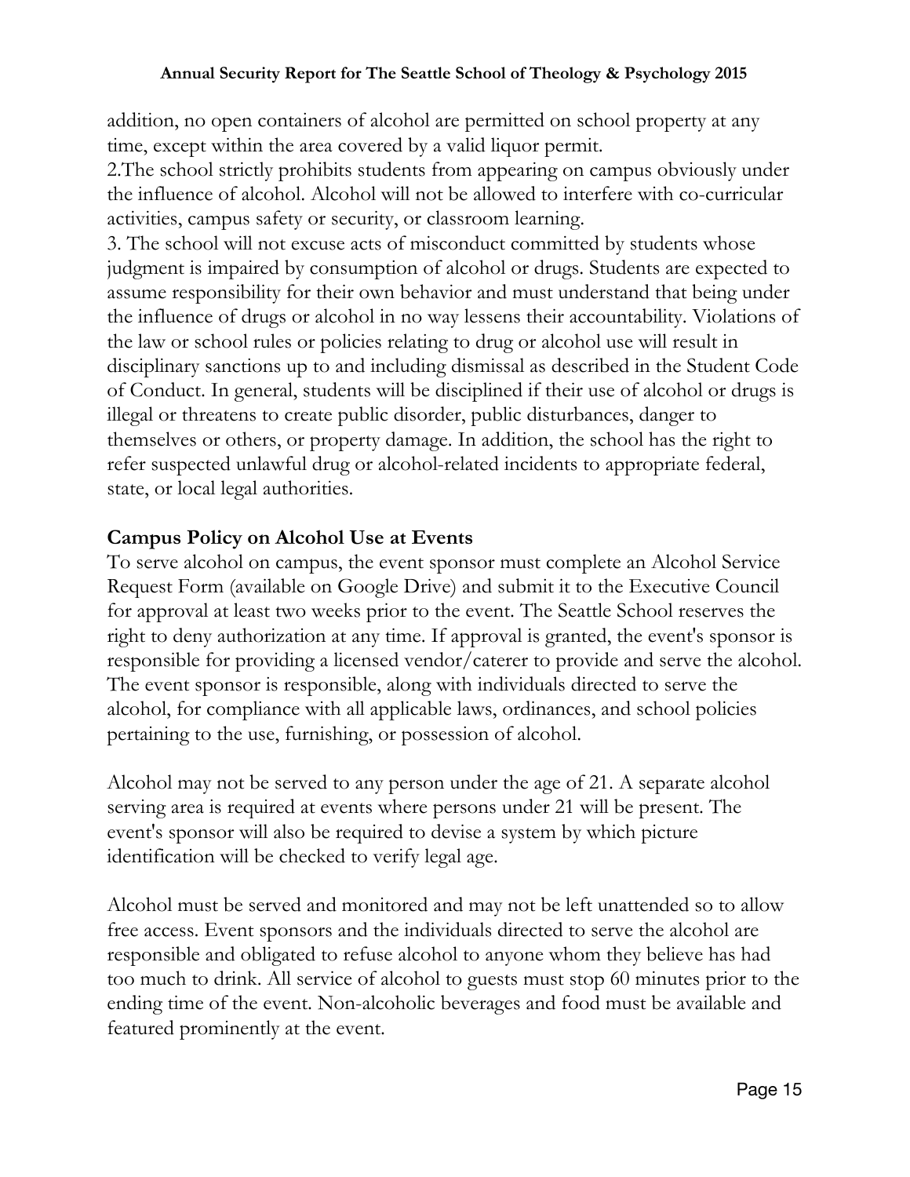addition, no open containers of alcohol are permitted on school property at any time, except within the area covered by a valid liquor permit.

2.The school strictly prohibits students from appearing on campus obviously under the influence of alcohol. Alcohol will not be allowed to interfere with co-curricular activities, campus safety or security, or classroom learning.

3. The school will not excuse acts of misconduct committed by students whose judgment is impaired by consumption of alcohol or drugs. Students are expected to assume responsibility for their own behavior and must understand that being under the influence of drugs or alcohol in no way lessens their accountability. Violations of the law or school rules or policies relating to drug or alcohol use will result in disciplinary sanctions up to and including dismissal as described in the Student Code of Conduct. In general, students will be disciplined if their use of alcohol or drugs is illegal or threatens to create public disorder, public disturbances, danger to themselves or others, or property damage. In addition, the school has the right to refer suspected unlawful drug or alcohol-related incidents to appropriate federal, state, or local legal authorities.

## Campus Policy on Alcohol Use at Events

To serve alcohol on campus, the event sponsor must complete an Alcohol Service Request Form (available on Google Drive) and submit it to the Executive Council for approval at least two weeks prior to the event. The Seattle School reserves the right to deny authorization at any time. If approval is granted, the event's sponsor is responsible for providing a licensed vendor/caterer to provide and serve the alcohol. The event sponsor is responsible, along with individuals directed to serve the alcohol, for compliance with all applicable laws, ordinances, and school policies pertaining to the use, furnishing, or possession of alcohol.

Alcohol may not be served to any person under the age of 21. A separate alcohol serving area is required at events where persons under 21 will be present. The event's sponsor will also be required to devise a system by which picture identification will be checked to verify legal age.

Alcohol must be served and monitored and may not be left unattended so to allow free access. Event sponsors and the individuals directed to serve the alcohol are responsible and obligated to refuse alcohol to anyone whom they believe has had too much to drink. All service of alcohol to guests must stop 60 minutes prior to the ending time of the event. Non-alcoholic beverages and food must be available and featured prominently at the event.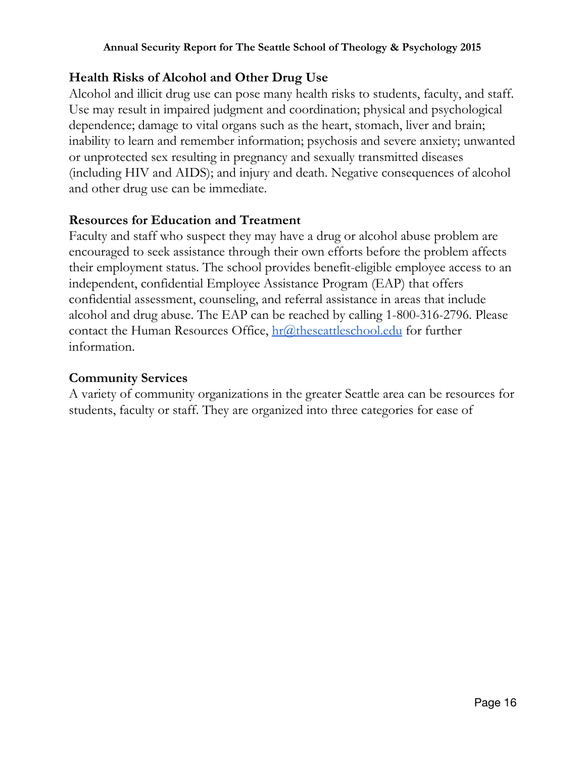## Health Risks of Alcohol and Other Drug Use

Alcohol and illicit drug use can pose many health risks to students, faculty, and staff. Use may result in impaired judgment and coordination; physical and psychological dependence; damage to vital organs such as the heart, stomach, liver and brain; inability to learn and remember information; psychosis and severe anxiety; unwanted or unprotected sex resulting in pregnancy and sexually transmitted diseases (including HIV and AIDS); and injury and death. Negative consequences of alcohol and other drug use can be immediate.

## Resources for Education and Treatment

Faculty and staff who suspect they may have a drug or alcohol abuse problem are encouraged to seek assistance through their own efforts before the problem affects their employment status. The school provides benefit-eligible employee access to an independent, confidential Employee Assistance Program (EAP) that offers confidential assessment, counseling, and referral assistance in areas that include alcohol and drug abuse. The EAP can be reached by calling 1-800-316-2796. Please contact the Human Resources Office, hr@theseattleschool.edu for further information.

## Community Services

A variety of community organizations in the greater Seattle area can be resources for students, faculty or staff. They are organized into three categories for ease of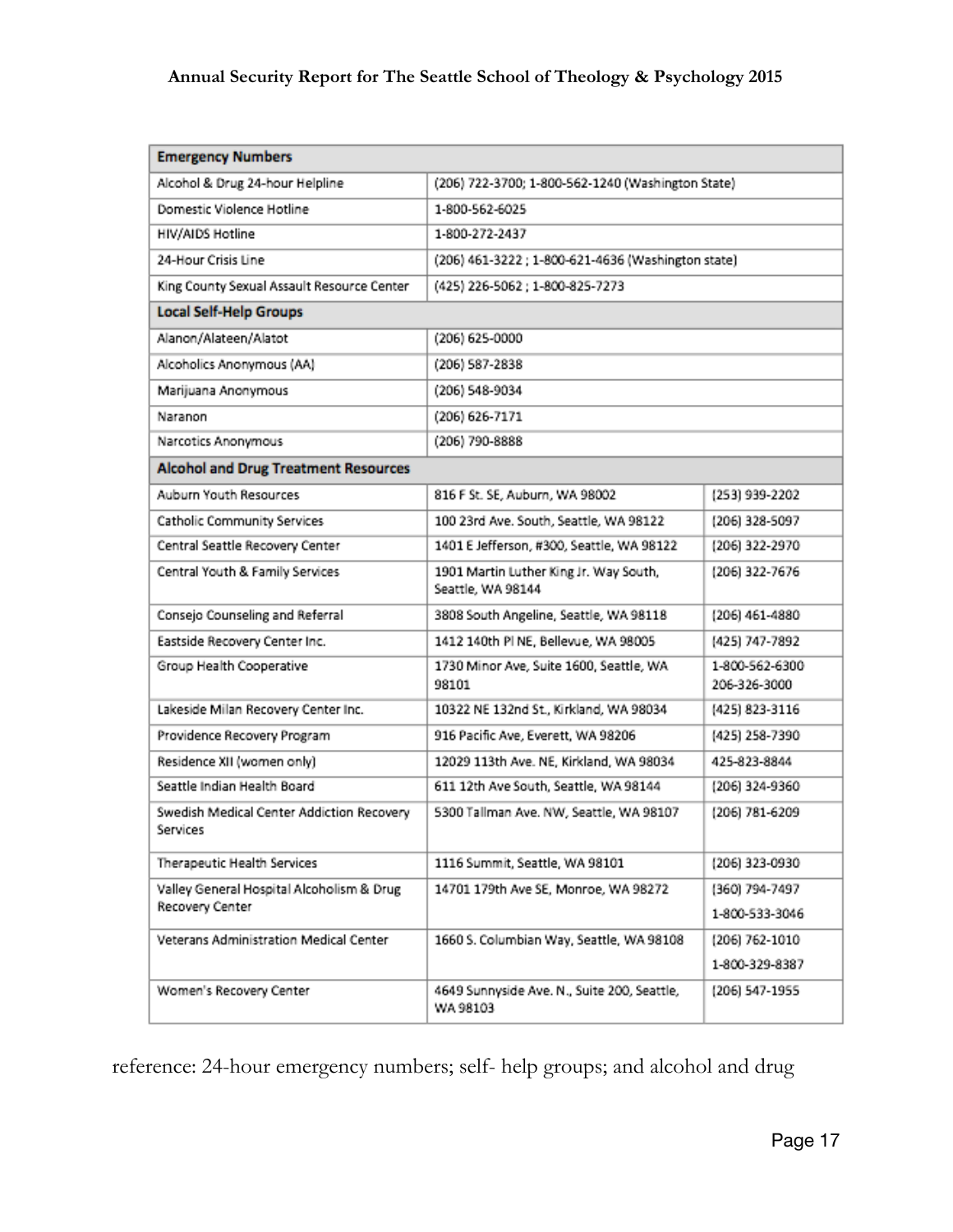| | | |
|---|---|---|
| **Emergency Numbers** | | |
| Alcohol & Drug 24-hour Helpline | (206) 722-3700; 1-800-562-1240 (Washington State) | |
| Domestic Violence Hotline | 1-800-562-6025 | |
| HIV/AIDS Hotline | 1-800-272-2437 | |
| 24-Hour Crisis Line | (206) 461-3222 ; 1-800-621-4636 (Washington state) | |
| King County Sexual Assault Resource Center | (425) 226-5062 ; 1-800-825-7273 | |
| **Local Self-Help Groups** | | |
| Alanon/Alateen/Alatot | (206) 625-0000 | |
| Alcoholics Anonymous (AA) | (206) 587-2838 | |
| Marijuana Anonymous | (206) 548-9034 | |
| Naranon | (206) 626-7171 | |
| Narcotics Anonymous | (206) 790-8888 | |
| **Alcohol and Drug Treatment Resources** | | |
| Auburn Youth Resources | 816 F St. SE, Auburn, WA 98002 | (253) 939-2202 |
| Catholic Community Services | 100 23rd Ave. South, Seattle, WA 98122 | (206) 328-5097 |
| Central Seattle Recovery Center | 1401 E Jefferson, #300, Seattle, WA 98122 | (206) 322-2970 |
| Central Youth & Family Services | 1901 Martin Luther King Jr. Way South, Seattle, WA 98144 | (206) 322-7676 |
| Consejo Counseling and Referral | 3808 South Angeline, Seattle, WA 98118 | (206) 461-4880 |
| Eastside Recovery Center Inc. | 1412 140th Pl NE, Bellevue, WA 98005 | (425) 747-7892 |
| Group Health Cooperative | 1730 Minor Ave, Suite 1600, Seattle, WA 98101 | 1-800-562-6300 206-326-3000 |
| Lakeside Milan Recovery Center Inc. | 10322 NE 132nd St., Kirkland, WA 98034 | (425) 823-3116 |
| Providence Recovery Program | 916 Pacific Ave, Everett, WA 98206 | (425) 258-7390 |
| Residence XII (women only) | 12029 113th Ave. NE, Kirkland, WA 98034 | 425-823-8844 |
| Seattle Indian Health Board | 611 12th Ave South, Seattle, WA 98144 | (206) 324-9360 |
| Swedish Medical Center Addiction Recovery Services | 5300 Tallman Ave. NW, Seattle, WA 98107 | (206) 781-6209 |
| Therapeutic Health Services | 1116 Summit, Seattle, WA 98101 | (206) 323-0930 |
| Valley General Hospital Alcoholism & Drug Recovery Center | 14701 179th Ave SE, Monroe, WA 98272 | (360) 794-7497 1-800-533-3046 |
| Veterans Administration Medical Center | 1660 S. Columbian Way, Seattle, WA 98108 | (206) 762-1010 1-800-329-8387 |
| Women's Recovery Center | 4649 Sunnyside Ave. N., Suite 200, Seattle, WA 98103 | (206) 547-1955 |

reference: 24-hour emergency numbers; self- help groups; and alcohol and drug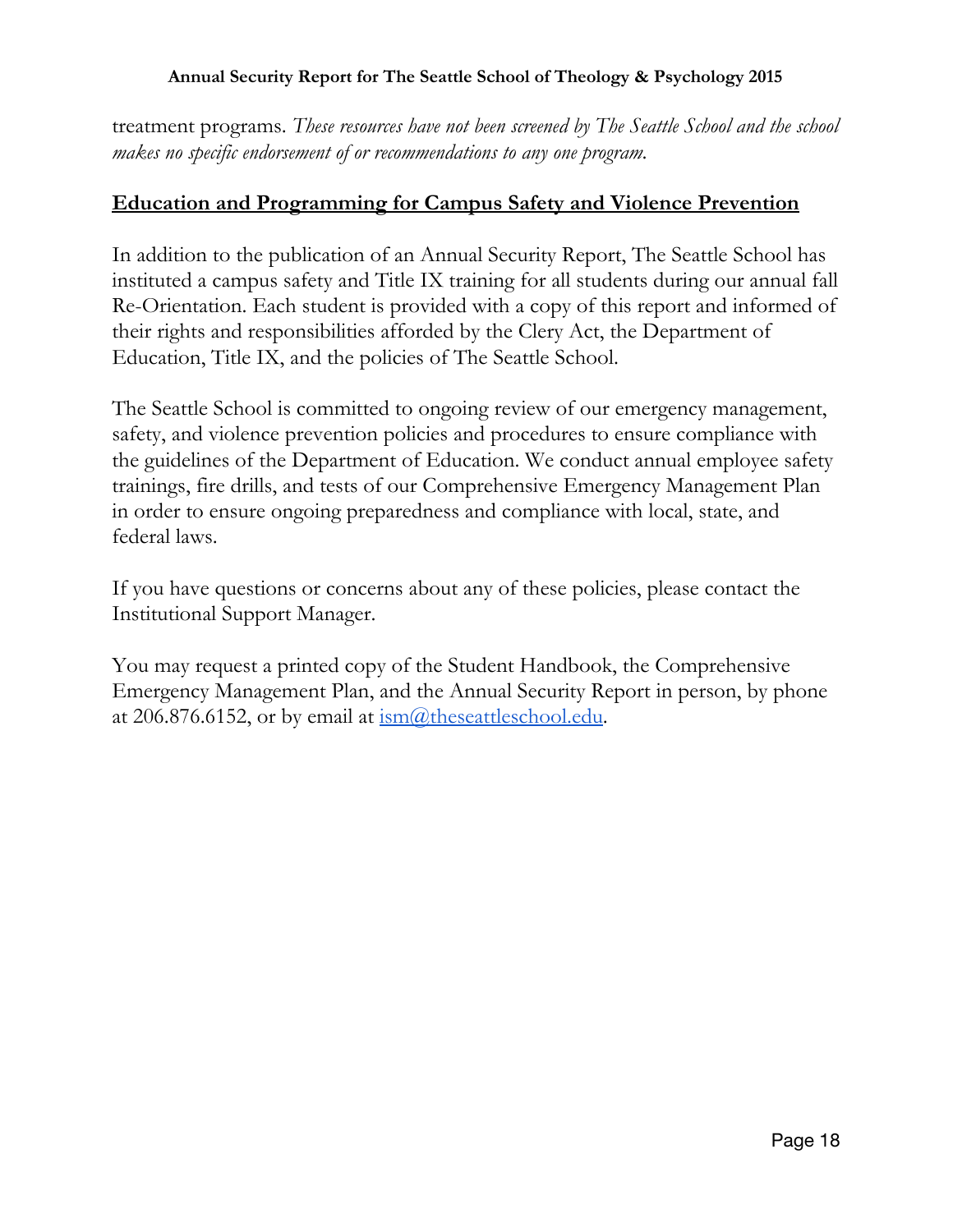treatment programs. *These resources have not been screened by The Seattle School and the school makes no specific endorsement of or recommendations to any one program.*

## Education and Programming for Campus Safety and Violence Prevention

In addition to the publication of an Annual Security Report, The Seattle School has instituted a campus safety and Title IX training for all students during our annual fall Re-Orientation. Each student is provided with a copy of this report and informed of their rights and responsibilities afforded by the Clery Act, the Department of Education, Title IX, and the policies of The Seattle School.

The Seattle School is committed to ongoing review of our emergency management, safety, and violence prevention policies and procedures to ensure compliance with the guidelines of the Department of Education. We conduct annual employee safety trainings, fire drills, and tests of our Comprehensive Emergency Management Plan in order to ensure ongoing preparedness and compliance with local, state, and federal laws.

If you have questions or concerns about any of these policies, please contact the Institutional Support Manager.

You may request a printed copy of the Student Handbook, the Comprehensive Emergency Management Plan, and the Annual Security Report in person, by phone at 206.876.6152, or by email at ism@theseattleschool.edu.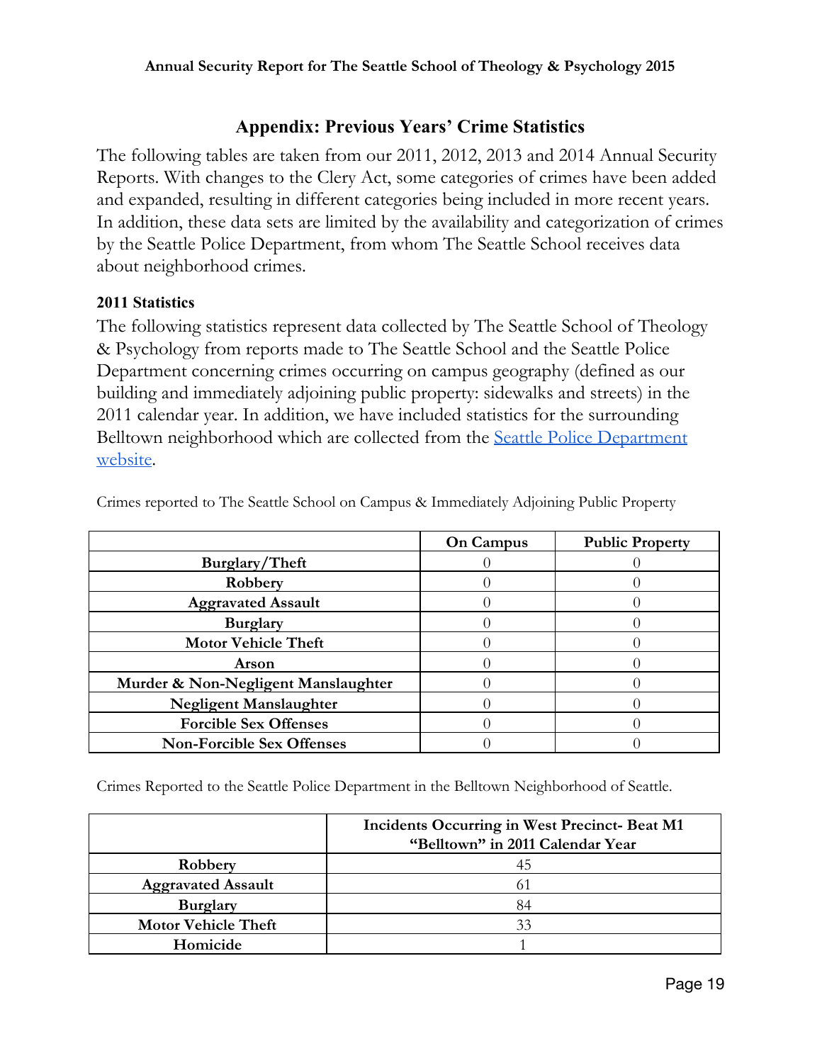## Appendix: Previous Years' Crime Statistics

The following tables are taken from our 2011, 2012, 2013 and 2014 Annual Security Reports. With changes to the Clery Act, some categories of crimes have been added and expanded, resulting in different categories being included in more recent years. In addition, these data sets are limited by the availability and categorization of crimes by the Seattle Police Department, from whom The Seattle School receives data about neighborhood crimes.

### 2011 Statistics

The following statistics represent data collected by The Seattle School of Theology & Psychology from reports made to The Seattle School and the Seattle Police Department concerning crimes occurring on campus geography (defined as our building and immediately adjoining public property: sidewalks and streets) in the 2011 calendar year. In addition, we have included statistics for the surrounding Belltown neighborhood which are collected from the Seattle Police Department website.

Crimes reported to The Seattle School on Campus & Immediately Adjoining Public Property

| | On Campus | Public Property |
|---|---|---|
| Burglary/Theft | 0 | 0 |
| Robbery | 0 | 0 |
| Aggravated Assault | 0 | 0 |
| Burglary | 0 | 0 |
| Motor Vehicle Theft | 0 | 0 |
| Arson | 0 | 0 |
| Murder & Non-Negligent Manslaughter | 0 | 0 |
| Negligent Manslaughter | 0 | 0 |
| Forcible Sex Offenses | 0 | 0 |
| Non-Forcible Sex Offenses | 0 | 0 |

Crimes Reported to the Seattle Police Department in the Belltown Neighborhood of Seattle.

| | Incidents Occurring in West Precinct- Beat M1 "Belltown" in 2011 Calendar Year |
|---|---|
| Robbery | 45 |
| Aggravated Assault | 61 |
| Burglary | 84 |
| Motor Vehicle Theft | 33 |
| Homicide | 1 |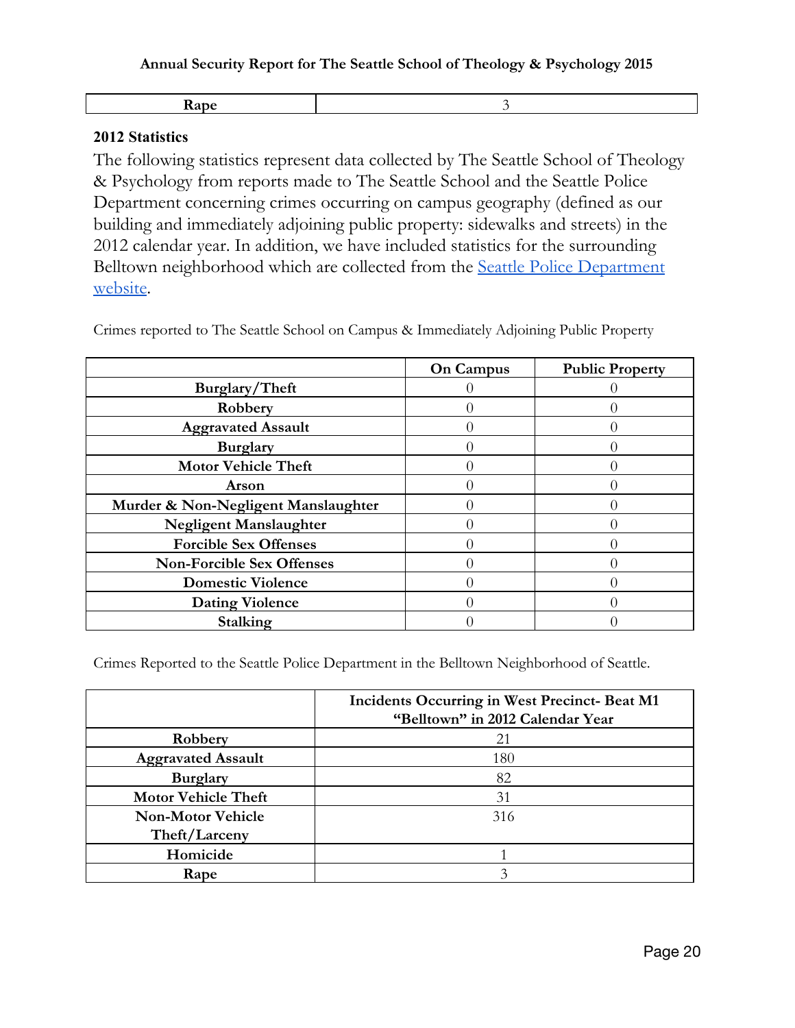| | |
|---|---|
| **Rape** | 3 |

**2012 Statistics**

The following statistics represent data collected by The Seattle School of Theology & Psychology from reports made to The Seattle School and the Seattle Police Department concerning crimes occurring on campus geography (defined as our building and immediately adjoining public property: sidewalks and streets) in the 2012 calendar year. In addition, we have included statistics for the surrounding Belltown neighborhood which are collected from the [Seattle Police Department website](#).

Crimes reported to The Seattle School on Campus & Immediately Adjoining Public Property

| | On Campus | Public Property |
|---|---|---|
| **Burglary/Theft** | 0 | 0 |
| **Robbery** | 0 | 0 |
| **Aggravated Assault** | 0 | 0 |
| **Burglary** | 0 | 0 |
| **Motor Vehicle Theft** | 0 | 0 |
| **Arson** | 0 | 0 |
| **Murder & Non-Negligent Manslaughter** | 0 | 0 |
| **Negligent Manslaughter** | 0 | 0 |
| **Forcible Sex Offenses** | 0 | 0 |
| **Non-Forcible Sex Offenses** | 0 | 0 |
| **Domestic Violence** | 0 | 0 |
| **Dating Violence** | 0 | 0 |
| **Stalking** | 0 | 0 |

Crimes Reported to the Seattle Police Department in the Belltown Neighborhood of Seattle.

| | Incidents Occurring in West Precinct- Beat M1 "Belltown" in 2012 Calendar Year |
|---|---|
| **Robbery** | 21 |
| **Aggravated Assault** | 180 |
| **Burglary** | 82 |
| **Motor Vehicle Theft** | 31 |
| **Non-Motor Vehicle Theft/Larceny** | 316 |
| **Homicide** | 1 |
| **Rape** | 3 |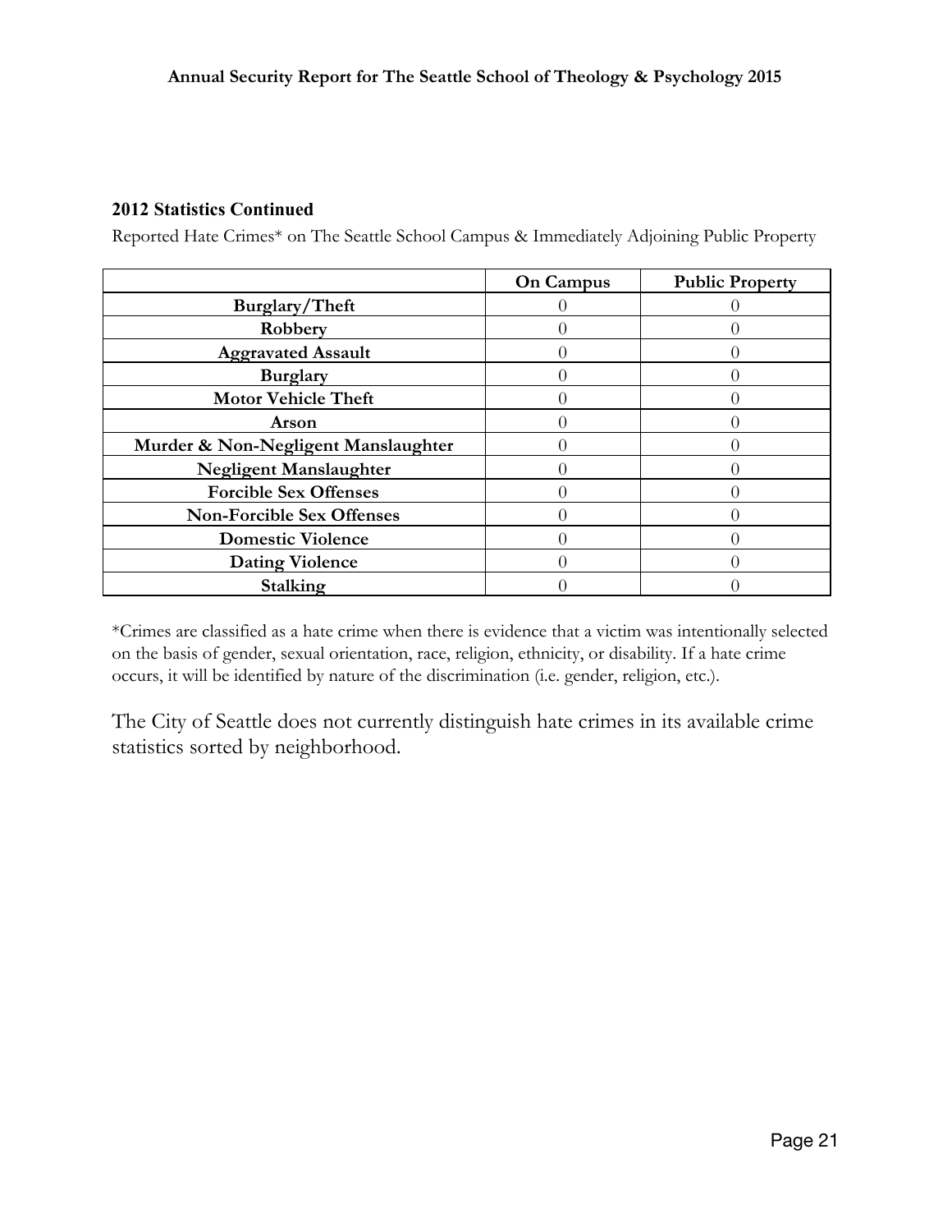### 2012 Statistics Continued

Reported Hate Crimes* on The Seattle School Campus & Immediately Adjoining Public Property

| | On Campus | Public Property |
|---|---|---|
| **Burglary/Theft** | 0 | 0 |
| **Robbery** | 0 | 0 |
| **Aggravated Assault** | 0 | 0 |
| **Burglary** | 0 | 0 |
| **Motor Vehicle Theft** | 0 | 0 |
| **Arson** | 0 | 0 |
| **Murder & Non-Negligent Manslaughter** | 0 | 0 |
| **Negligent Manslaughter** | 0 | 0 |
| **Forcible Sex Offenses** | 0 | 0 |
| **Non-Forcible Sex Offenses** | 0 | 0 |
| **Domestic Violence** | 0 | 0 |
| **Dating Violence** | 0 | 0 |
| **Stalking** | 0 | 0 |

*Crimes are classified as a hate crime when there is evidence that a victim was intentionally selected on the basis of gender, sexual orientation, race, religion, ethnicity, or disability. If a hate crime occurs, it will be identified by nature of the discrimination (i.e. gender, religion, etc.).

The City of Seattle does not currently distinguish hate crimes in its available crime statistics sorted by neighborhood.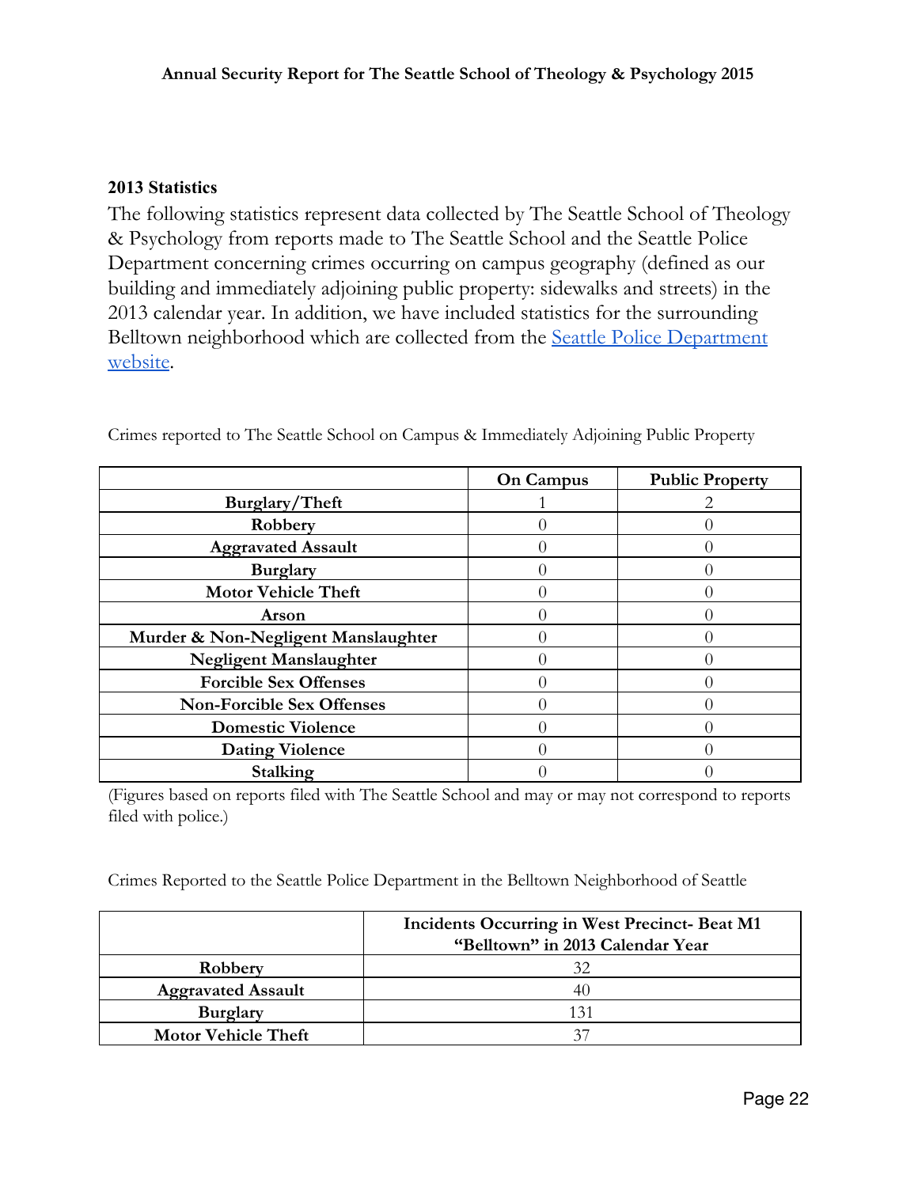### 2013 Statistics

The following statistics represent data collected by The Seattle School of Theology & Psychology from reports made to The Seattle School and the Seattle Police Department concerning crimes occurring on campus geography (defined as our building and immediately adjoining public property: sidewalks and streets) in the 2013 calendar year. In addition, we have included statistics for the surrounding Belltown neighborhood which are collected from the [Seattle Police Department website](#).

Crimes reported to The Seattle School on Campus & Immediately Adjoining Public Property

| | On Campus | Public Property |
|---|---|---|
| **Burglary/Theft** | 1 | 2 |
| **Robbery** | 0 | 0 |
| **Aggravated Assault** | 0 | 0 |
| **Burglary** | 0 | 0 |
| **Motor Vehicle Theft** | 0 | 0 |
| **Arson** | 0 | 0 |
| **Murder & Non-Negligent Manslaughter** | 0 | 0 |
| **Negligent Manslaughter** | 0 | 0 |
| **Forcible Sex Offenses** | 0 | 0 |
| **Non-Forcible Sex Offenses** | 0 | 0 |
| **Domestic Violence** | 0 | 0 |
| **Dating Violence** | 0 | 0 |
| **Stalking** | 0 | 0 |

(Figures based on reports filed with The Seattle School and may or may not correspond to reports filed with police.)

Crimes Reported to the Seattle Police Department in the Belltown Neighborhood of Seattle

| | Incidents Occurring in West Precinct- Beat M1 "Belltown" in 2013 Calendar Year |
|---|---|
| **Robbery** | 32 |
| **Aggravated Assault** | 40 |
| **Burglary** | 131 |
| **Motor Vehicle Theft** | 37 |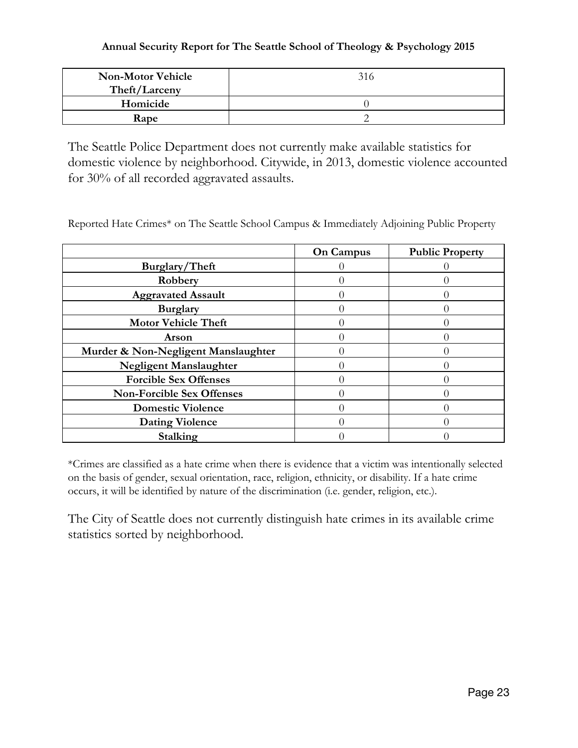| | |
|---|---|
| **Non-Motor Vehicle Theft/Larceny** | 316 |
| **Homicide** | 0 |
| **Rape** | 2 |

The Seattle Police Department does not currently make available statistics for domestic violence by neighborhood. Citywide, in 2013, domestic violence accounted for 30% of all recorded aggravated assaults.

Reported Hate Crimes* on The Seattle School Campus & Immediately Adjoining Public Property

| | On Campus | Public Property |
|---|---|---|
| **Burglary/Theft** | 0 | 0 |
| **Robbery** | 0 | 0 |
| **Aggravated Assault** | 0 | 0 |
| **Burglary** | 0 | 0 |
| **Motor Vehicle Theft** | 0 | 0 |
| **Arson** | 0 | 0 |
| **Murder & Non-Negligent Manslaughter** | 0 | 0 |
| **Negligent Manslaughter** | 0 | 0 |
| **Forcible Sex Offenses** | 0 | 0 |
| **Non-Forcible Sex Offenses** | 0 | 0 |
| **Domestic Violence** | 0 | 0 |
| **Dating Violence** | 0 | 0 |
| **Stalking** | 0 | 0 |

*Crimes are classified as a hate crime when there is evidence that a victim was intentionally selected on the basis of gender, sexual orientation, race, religion, ethnicity, or disability. If a hate crime occurs, it will be identified by nature of the discrimination (i.e. gender, religion, etc.).

The City of Seattle does not currently distinguish hate crimes in its available crime statistics sorted by neighborhood.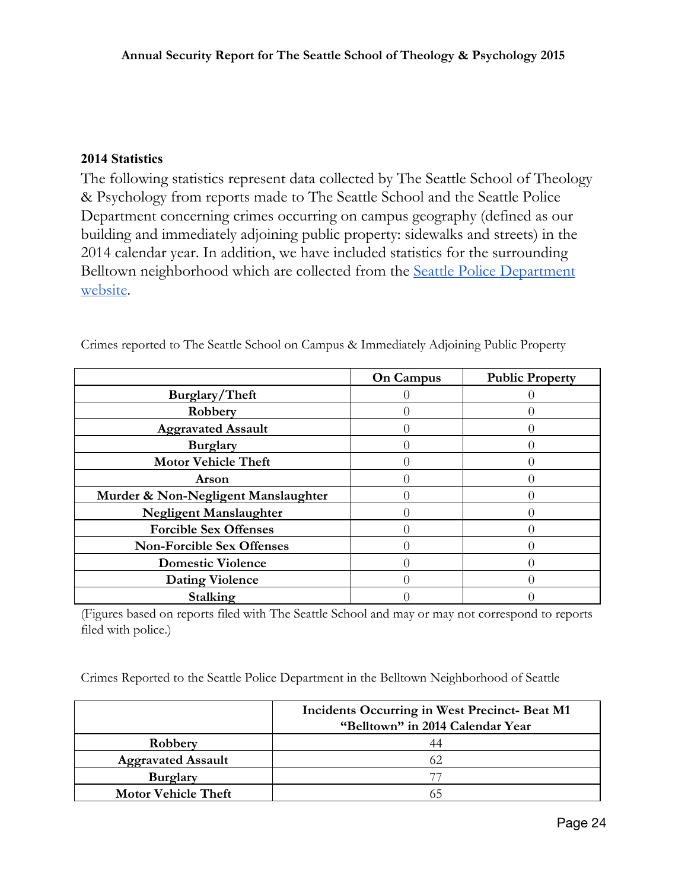## 2014 Statistics

The following statistics represent data collected by The Seattle School of Theology & Psychology from reports made to The Seattle School and the Seattle Police Department concerning crimes occurring on campus geography (defined as our building and immediately adjoining public property: sidewalks and streets) in the 2014 calendar year. In addition, we have included statistics for the surrounding Belltown neighborhood which are collected from the Seattle Police Department website.

Crimes reported to The Seattle School on Campus & Immediately Adjoining Public Property

| | On Campus | Public Property |
|---|---|---|
| **Burglary/Theft** | 0 | 0 |
| **Robbery** | 0 | 0 |
| **Aggravated Assault** | 0 | 0 |
| **Burglary** | 0 | 0 |
| **Motor Vehicle Theft** | 0 | 0 |
| **Arson** | 0 | 0 |
| **Murder & Non-Negligent Manslaughter** | 0 | 0 |
| **Negligent Manslaughter** | 0 | 0 |
| **Forcible Sex Offenses** | 0 | 0 |
| **Non-Forcible Sex Offenses** | 0 | 0 |
| **Domestic Violence** | 0 | 0 |
| **Dating Violence** | 0 | 0 |
| **Stalking** | 0 | 0 |

(Figures based on reports filed with The Seattle School and may or may not correspond to reports filed with police.)

Crimes Reported to the Seattle Police Department in the Belltown Neighborhood of Seattle

| | Incidents Occurring in West Precinct- Beat M1 "Belltown" in 2014 Calendar Year |
|---|---|
| **Robbery** | 44 |
| **Aggravated Assault** | 62 |
| **Burglary** | 77 |
| **Motor Vehicle Theft** | 65 |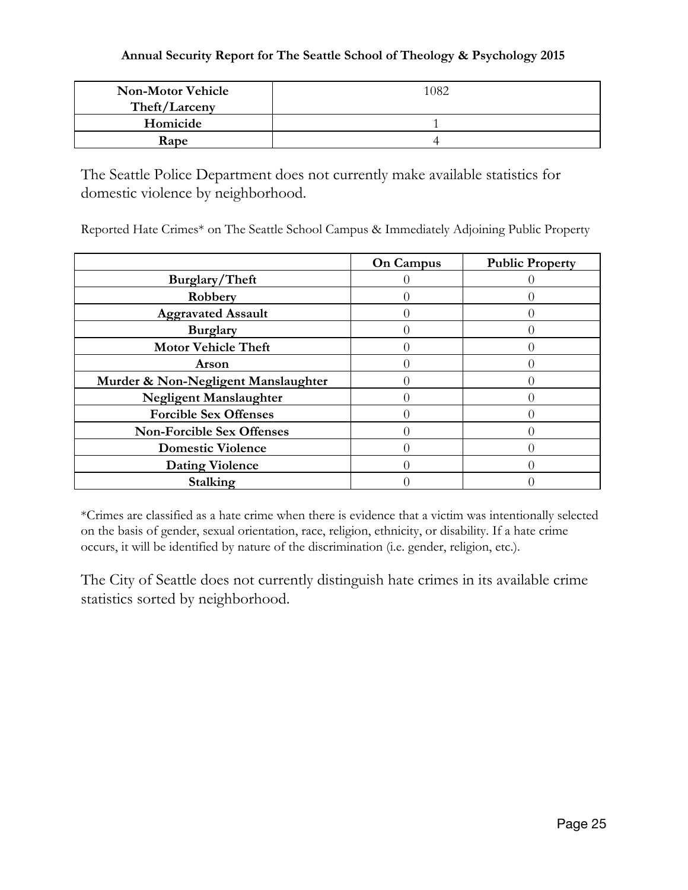| | |
|---|---|
| **Non-Motor Vehicle Theft/Larceny** | 1082 |
| **Homicide** | 1 |
| **Rape** | 4 |

The Seattle Police Department does not currently make available statistics for domestic violence by neighborhood.

Reported Hate Crimes* on The Seattle School Campus & Immediately Adjoining Public Property

| | On Campus | Public Property |
|---|---|---|
| **Burglary/Theft** | 0 | 0 |
| **Robbery** | 0 | 0 |
| **Aggravated Assault** | 0 | 0 |
| **Burglary** | 0 | 0 |
| **Motor Vehicle Theft** | 0 | 0 |
| **Arson** | 0 | 0 |
| **Murder & Non-Negligent Manslaughter** | 0 | 0 |
| **Negligent Manslaughter** | 0 | 0 |
| **Forcible Sex Offenses** | 0 | 0 |
| **Non-Forcible Sex Offenses** | 0 | 0 |
| **Domestic Violence** | 0 | 0 |
| **Dating Violence** | 0 | 0 |
| **Stalking** | 0 | 0 |

*Crimes are classified as a hate crime when there is evidence that a victim was intentionally selected on the basis of gender, sexual orientation, race, religion, ethnicity, or disability. If a hate crime occurs, it will be identified by nature of the discrimination (i.e. gender, religion, etc.).

The City of Seattle does not currently distinguish hate crimes in its available crime statistics sorted by neighborhood.